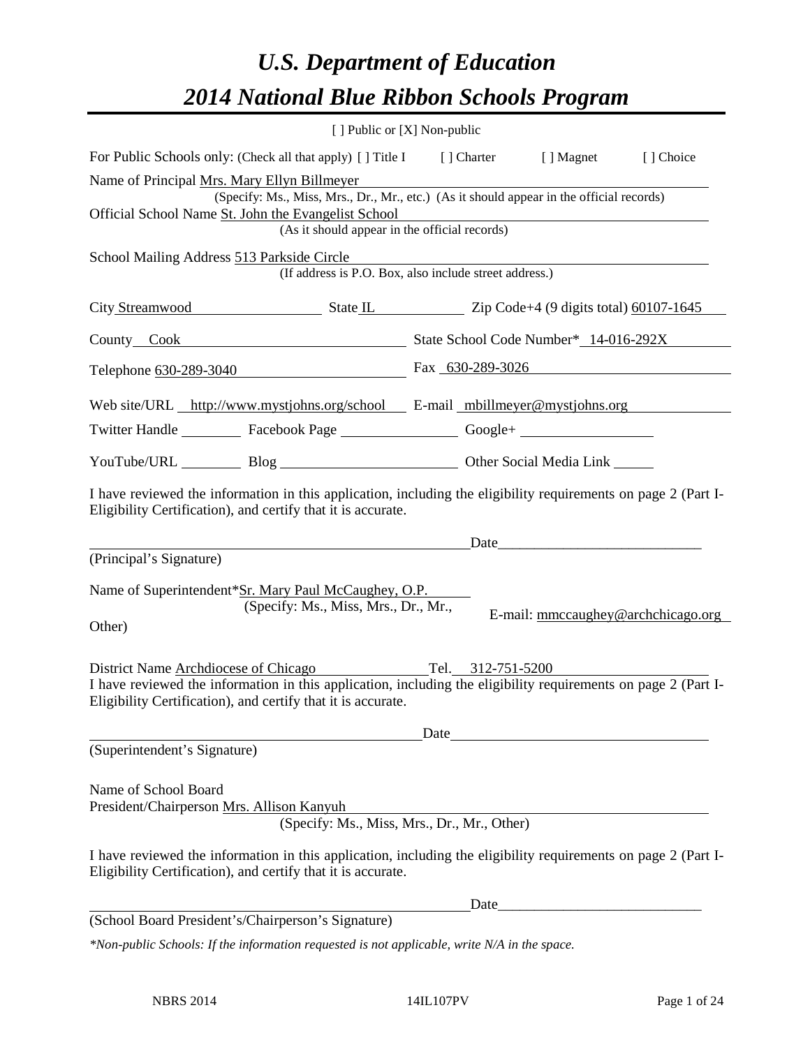# *U.S. Department of Education*

# *2014 National Blue Ribbon Schools Program*

[ ] Public or [X] Non-public

For Public Schools only: (Check all that apply) [ ] Title I [ ] Charter [ ] Magnet [ ] Choice

Name of Principal Mrs. Mary Ellyn Billmeyer
(Specify: Ms., Miss, Mrs., Dr., Mr., etc.) (As it should appear in the official records)

Official School Name St. John the Evangelist School
(As it should appear in the official records)

School Mailing Address 513 Parkside Circle
(If address is P.O. Box, also include street address.)

City Streamwood State IL Zip Code+4 (9 digits total) 60107-1645

County Cook State School Code Number* 14-016-292X

Telephone 630-289-3040 Fax 630-289-3026

Web site/URL http://www.mystjohns.org/school E-mail mbillmeyer@mystjohns.org

Twitter Handle ________ Facebook Page ________ Google+ ________

YouTube/URL ________ Blog ________ Other Social Media Link ________

I have reviewed the information in this application, including the eligibility requirements on page 2 (Part I-Eligibility Certification), and certify that it is accurate.

_________________________________ Date_______________________
(Principal's Signature)

Name of Superintendent*Sr. Mary Paul McCaughey, O.P.
(Specify: Ms., Miss, Mrs., Dr., Mr., Other)

E-mail: mmccaughey@archchicago.org

District Name Archdiocese of Chicago Tel. 312-751-5200

I have reviewed the information in this application, including the eligibility requirements on page 2 (Part I-Eligibility Certification), and certify that it is accurate.

_________________________________ Date_______________________
(Superintendent's Signature)

Name of School Board
President/Chairperson Mrs. Allison Kanyuh
(Specify: Ms., Miss, Mrs., Dr., Mr., Other)

I have reviewed the information in this application, including the eligibility requirements on page 2 (Part I-Eligibility Certification), and certify that it is accurate.

_________________________________ Date_______________________
(School Board President's/Chairperson's Signature)

*\*Non-public Schools: If the information requested is not applicable, write N/A in the space.*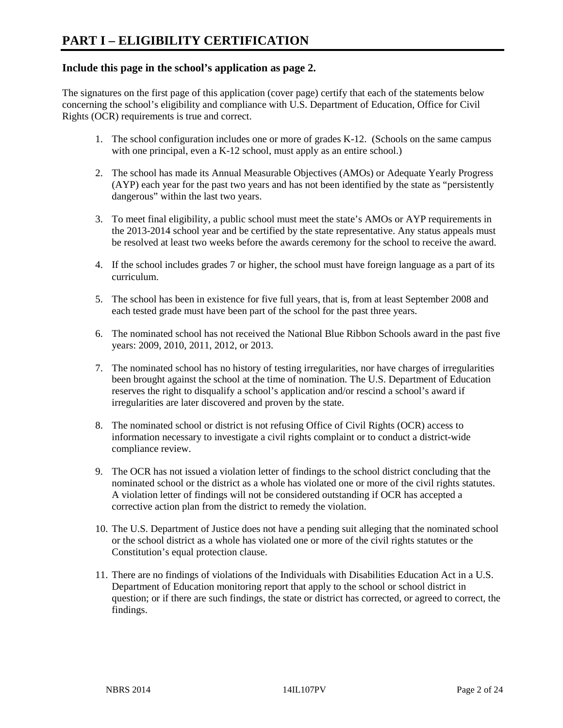# PART I – ELIGIBILITY CERTIFICATION

### Include this page in the school's application as page 2.

The signatures on the first page of this application (cover page) certify that each of the statements below concerning the school's eligibility and compliance with U.S. Department of Education, Office for Civil Rights (OCR) requirements is true and correct.

1. The school configuration includes one or more of grades K-12. (Schools on the same campus with one principal, even a K-12 school, must apply as an entire school.)

2. The school has made its Annual Measurable Objectives (AMOs) or Adequate Yearly Progress (AYP) each year for the past two years and has not been identified by the state as "persistently dangerous" within the last two years.

3. To meet final eligibility, a public school must meet the state's AMOs or AYP requirements in the 2013-2014 school year and be certified by the state representative. Any status appeals must be resolved at least two weeks before the awards ceremony for the school to receive the award.

4. If the school includes grades 7 or higher, the school must have foreign language as a part of its curriculum.

5. The school has been in existence for five full years, that is, from at least September 2008 and each tested grade must have been part of the school for the past three years.

6. The nominated school has not received the National Blue Ribbon Schools award in the past five years: 2009, 2010, 2011, 2012, or 2013.

7. The nominated school has no history of testing irregularities, nor have charges of irregularities been brought against the school at the time of nomination. The U.S. Department of Education reserves the right to disqualify a school's application and/or rescind a school's award if irregularities are later discovered and proven by the state.

8. The nominated school or district is not refusing Office of Civil Rights (OCR) access to information necessary to investigate a civil rights complaint or to conduct a district-wide compliance review.

9. The OCR has not issued a violation letter of findings to the school district concluding that the nominated school or the district as a whole has violated one or more of the civil rights statutes. A violation letter of findings will not be considered outstanding if OCR has accepted a corrective action plan from the district to remedy the violation.

10. The U.S. Department of Justice does not have a pending suit alleging that the nominated school or the school district as a whole has violated one or more of the civil rights statutes or the Constitution's equal protection clause.

11. There are no findings of violations of the Individuals with Disabilities Education Act in a U.S. Department of Education monitoring report that apply to the school or school district in question; or if there are such findings, the state or district has corrected, or agreed to correct, the findings.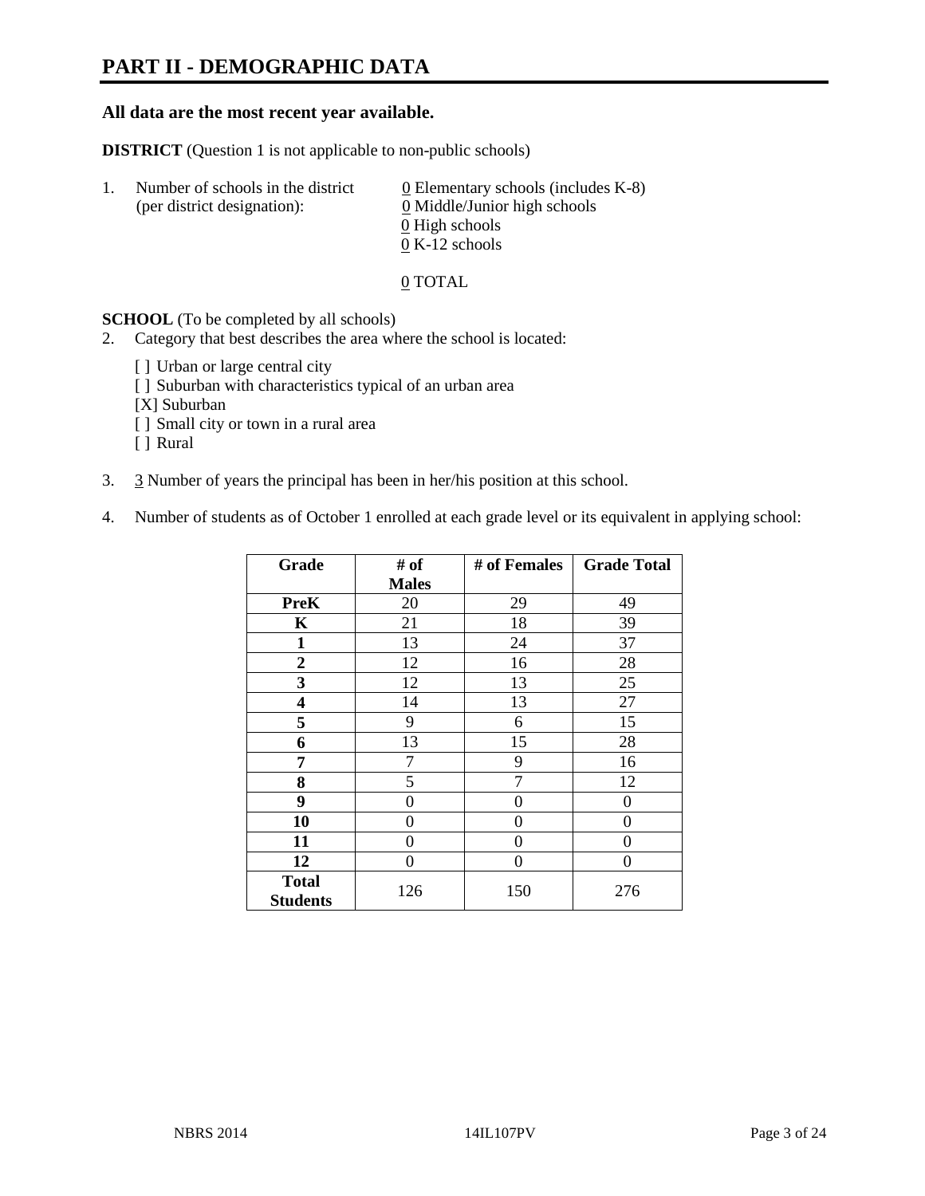# PART II - DEMOGRAPHIC DATA

**All data are the most recent year available.**

**DISTRICT** (Question 1 is not applicable to non-public schools)

1. Number of schools in the district (per district designation):
   - 0 Elementary schools (includes K-8)
   - 0 Middle/Junior high schools
   - 0 High schools
   - 0 K-12 schools

   0 TOTAL

**SCHOOL** (To be completed by all schools)

2. Category that best describes the area where the school is located:

   [ ] Urban or large central city
   [ ] Suburban with characteristics typical of an urban area
   [X] Suburban
   [ ] Small city or town in a rural area
   [ ] Rural

3. 3 Number of years the principal has been in her/his position at this school.

4. Number of students as of October 1 enrolled at each grade level or its equivalent in applying school:

| Grade | # of Males | # of Females | Grade Total |
|---|---|---|---|
| **PreK** | 20 | 29 | 49 |
| **K** | 21 | 18 | 39 |
| **1** | 13 | 24 | 37 |
| **2** | 12 | 16 | 28 |
| **3** | 12 | 13 | 25 |
| **4** | 14 | 13 | 27 |
| **5** | 9 | 6 | 15 |
| **6** | 13 | 15 | 28 |
| **7** | 7 | 9 | 16 |
| **8** | 5 | 7 | 12 |
| **9** | 0 | 0 | 0 |
| **10** | 0 | 0 | 0 |
| **11** | 0 | 0 | 0 |
| **12** | 0 | 0 | 0 |
| **Total Students** | 126 | 150 | 276 |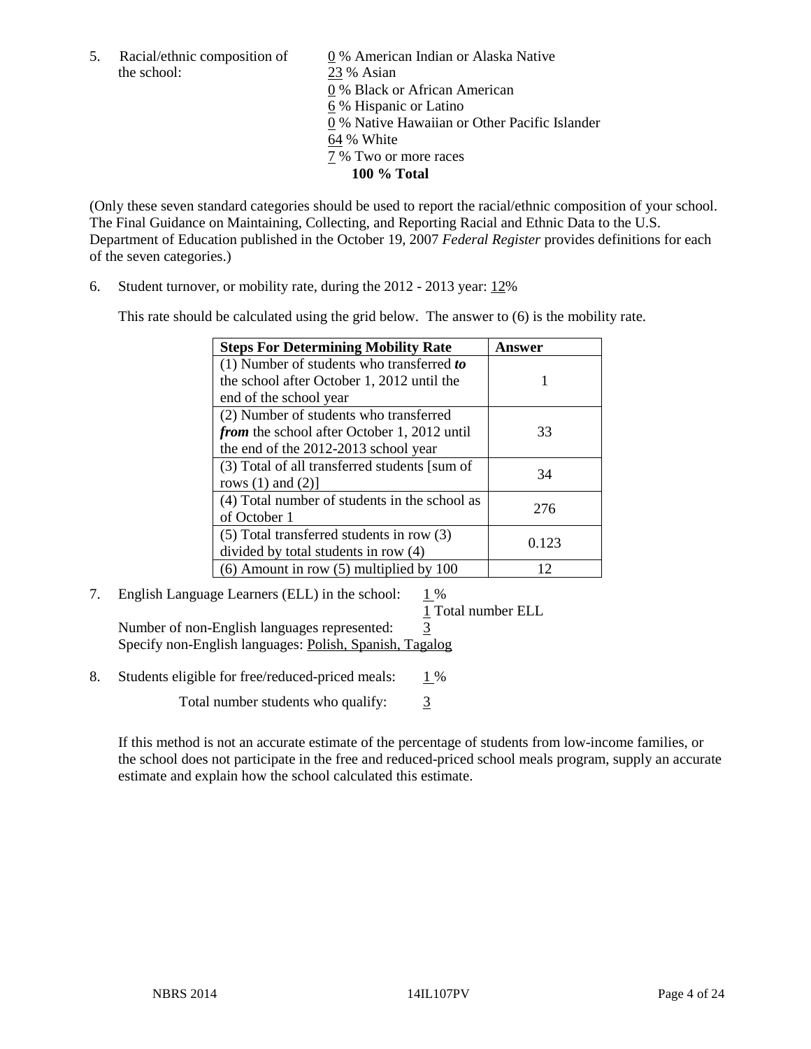5. Racial/ethnic composition of the school:

0 % American Indian or Alaska Native
23 % Asian
0 % Black or African American
6 % Hispanic or Latino
0 % Native Hawaiian or Other Pacific Islander
64 % White
7 % Two or more races
**100 % Total**

(Only these seven standard categories should be used to report the racial/ethnic composition of your school. The Final Guidance on Maintaining, Collecting, and Reporting Racial and Ethnic Data to the U.S. Department of Education published in the October 19, 2007 *Federal Register* provides definitions for each of the seven categories.)

6. Student turnover, or mobility rate, during the 2012 - 2013 year: 12%

This rate should be calculated using the grid below. The answer to (6) is the mobility rate.

| **Steps For Determining Mobility Rate** | **Answer** |
|---|---|
| (1) Number of students who transferred ***to*** the school after October 1, 2012 until the end of the school year | 1 |
| (2) Number of students who transferred ***from*** the school after October 1, 2012 until the end of the 2012-2013 school year | 33 |
| (3) Total of all transferred students [sum of rows (1) and (2)] | 34 |
| (4) Total number of students in the school as of October 1 | 276 |
| (5) Total transferred students in row (3) divided by total students in row (4) | 0.123 |
| (6) Amount in row (5) multiplied by 100 | 12 |

7. English Language Learners (ELL) in the school: 1 %
1 Total number ELL
Number of non-English languages represented: 3
Specify non-English languages: Polish, Spanish, Tagalog

8. Students eligible for free/reduced-priced meals: 1 %
Total number students who qualify: 3

If this method is not an accurate estimate of the percentage of students from low-income families, or the school does not participate in the free and reduced-priced school meals program, supply an accurate estimate and explain how the school calculated this estimate.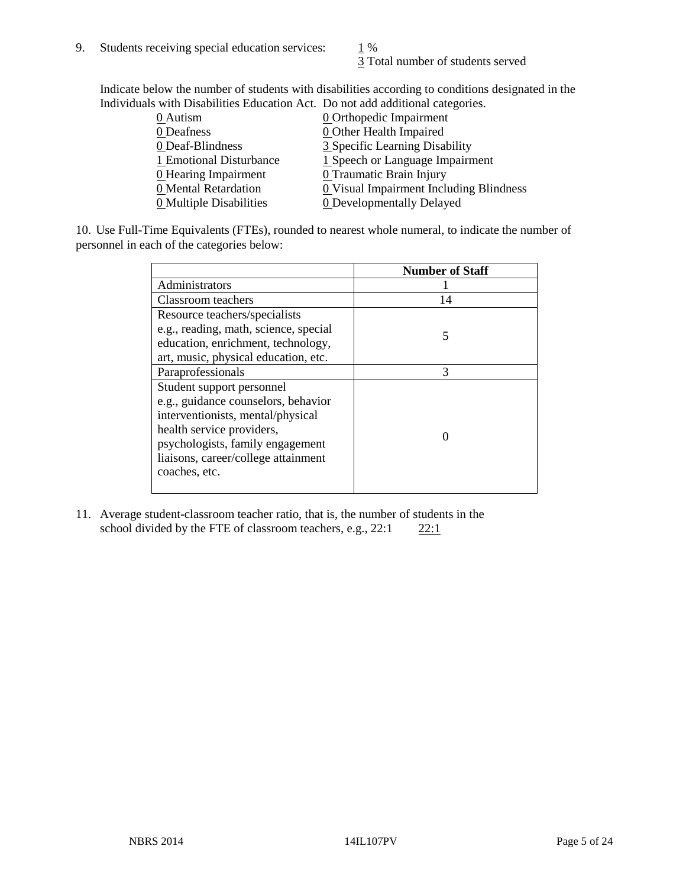9. Students receiving special education services: 1 %
3 Total number of students served

Indicate below the number of students with disabilities according to conditions designated in the Individuals with Disabilities Education Act. Do not add additional categories.

| | |
|---|---|
| 0 Autism | 0 Orthopedic Impairment |
| 0 Deafness | 0 Other Health Impaired |
| 0 Deaf-Blindness | 3 Specific Learning Disability |
| 1 Emotional Disturbance | 1 Speech or Language Impairment |
| 0 Hearing Impairment | 0 Traumatic Brain Injury |
| 0 Mental Retardation | 0 Visual Impairment Including Blindness |
| 0 Multiple Disabilities | 0 Developmentally Delayed |

10. Use Full-Time Equivalents (FTEs), rounded to nearest whole numeral, to indicate the number of personnel in each of the categories below:

| | Number of Staff |
|---|---|
| Administrators | 1 |
| Classroom teachers | 14 |
| Resource teachers/specialists e.g., reading, math, science, special education, enrichment, technology, art, music, physical education, etc. | 5 |
| Paraprofessionals | 3 |
| Student support personnel e.g., guidance counselors, behavior interventionists, mental/physical health service providers, psychologists, family engagement liaisons, career/college attainment coaches, etc. | 0 |

11. Average student-classroom teacher ratio, that is, the number of students in the school divided by the FTE of classroom teachers, e.g., 22:1 22:1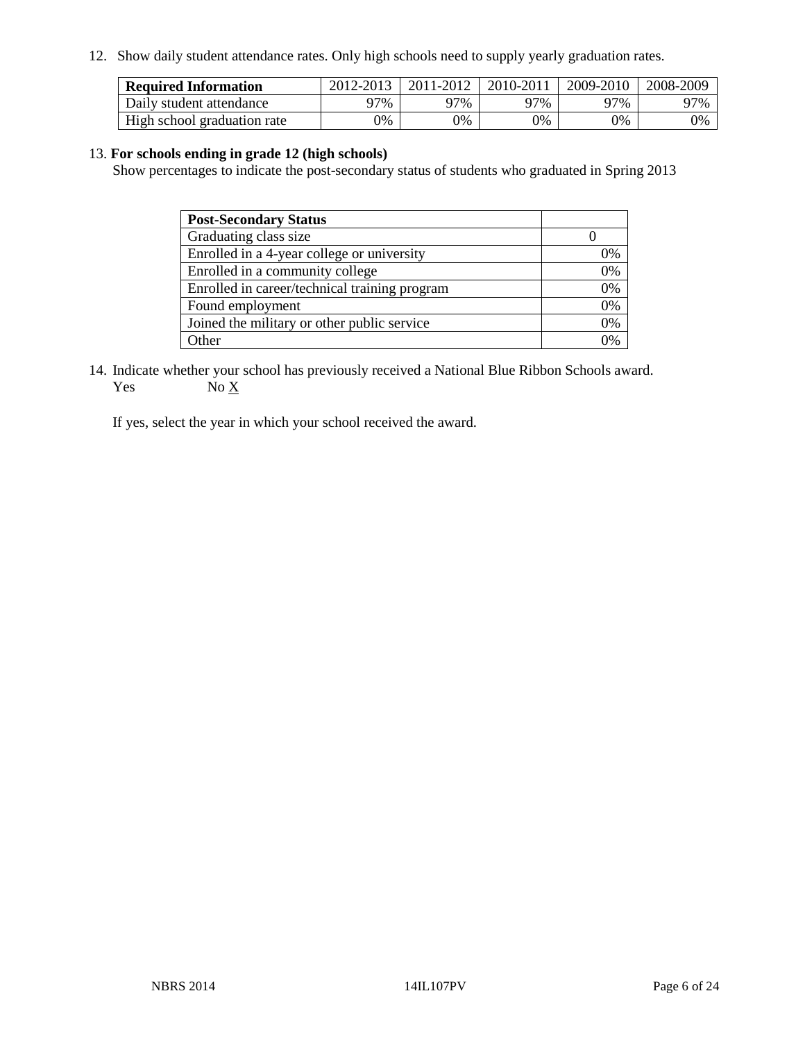12. Show daily student attendance rates. Only high schools need to supply yearly graduation rates.

| **Required Information** | 2012-2013 | 2011-2012 | 2010-2011 | 2009-2010 | 2008-2009 |
|---|---|---|---|---|---|
| Daily student attendance | 97% | 97% | 97% | 97% | 97% |
| High school graduation rate | 0% | 0% | 0% | 0% | 0% |

13. **For schools ending in grade 12 (high schools)**
Show percentages to indicate the post-secondary status of students who graduated in Spring 2013

| **Post-Secondary Status** | |
|---|---|
| Graduating class size | 0 |
| Enrolled in a 4-year college or university | 0% |
| Enrolled in a community college | 0% |
| Enrolled in career/technical training program | 0% |
| Found employment | 0% |
| Joined the military or other public service | 0% |
| Other | 0% |

14. Indicate whether your school has previously received a National Blue Ribbon Schools award.
Yes No X

If yes, select the year in which your school received the award.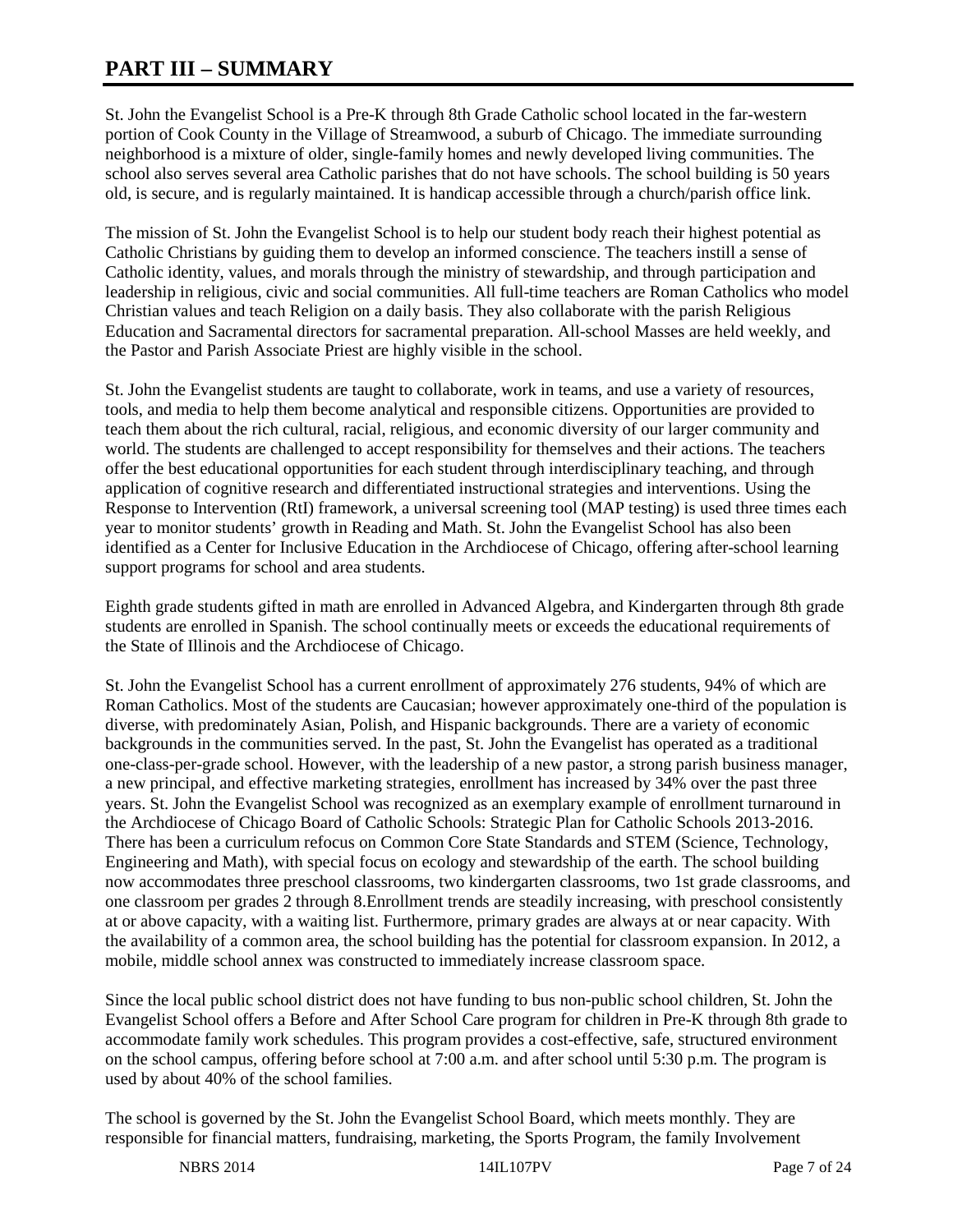# PART III – SUMMARY

St. John the Evangelist School is a Pre-K through 8th Grade Catholic school located in the far-western portion of Cook County in the Village of Streamwood, a suburb of Chicago. The immediate surrounding neighborhood is a mixture of older, single-family homes and newly developed living communities. The school also serves several area Catholic parishes that do not have schools. The school building is 50 years old, is secure, and is regularly maintained. It is handicap accessible through a church/parish office link.

The mission of St. John the Evangelist School is to help our student body reach their highest potential as Catholic Christians by guiding them to develop an informed conscience. The teachers instill a sense of Catholic identity, values, and morals through the ministry of stewardship, and through participation and leadership in religious, civic and social communities. All full-time teachers are Roman Catholics who model Christian values and teach Religion on a daily basis. They also collaborate with the parish Religious Education and Sacramental directors for sacramental preparation. All-school Masses are held weekly, and the Pastor and Parish Associate Priest are highly visible in the school.

St. John the Evangelist students are taught to collaborate, work in teams, and use a variety of resources, tools, and media to help them become analytical and responsible citizens. Opportunities are provided to teach them about the rich cultural, racial, religious, and economic diversity of our larger community and world. The students are challenged to accept responsibility for themselves and their actions. The teachers offer the best educational opportunities for each student through interdisciplinary teaching, and through application of cognitive research and differentiated instructional strategies and interventions. Using the Response to Intervention (RtI) framework, a universal screening tool (MAP testing) is used three times each year to monitor students' growth in Reading and Math. St. John the Evangelist School has also been identified as a Center for Inclusive Education in the Archdiocese of Chicago, offering after-school learning support programs for school and area students.

Eighth grade students gifted in math are enrolled in Advanced Algebra, and Kindergarten through 8th grade students are enrolled in Spanish. The school continually meets or exceeds the educational requirements of the State of Illinois and the Archdiocese of Chicago.

St. John the Evangelist School has a current enrollment of approximately 276 students, 94% of which are Roman Catholics. Most of the students are Caucasian; however approximately one-third of the population is diverse, with predominately Asian, Polish, and Hispanic backgrounds. There are a variety of economic backgrounds in the communities served. In the past, St. John the Evangelist has operated as a traditional one-class-per-grade school. However, with the leadership of a new pastor, a strong parish business manager, a new principal, and effective marketing strategies, enrollment has increased by 34% over the past three years. St. John the Evangelist School was recognized as an exemplary example of enrollment turnaround in the Archdiocese of Chicago Board of Catholic Schools: Strategic Plan for Catholic Schools 2013-2016. There has been a curriculum refocus on Common Core State Standards and STEM (Science, Technology, Engineering and Math), with special focus on ecology and stewardship of the earth. The school building now accommodates three preschool classrooms, two kindergarten classrooms, two 1st grade classrooms, and one classroom per grades 2 through 8.Enrollment trends are steadily increasing, with preschool consistently at or above capacity, with a waiting list. Furthermore, primary grades are always at or near capacity. With the availability of a common area, the school building has the potential for classroom expansion. In 2012, a mobile, middle school annex was constructed to immediately increase classroom space.

Since the local public school district does not have funding to bus non-public school children, St. John the Evangelist School offers a Before and After School Care program for children in Pre-K through 8th grade to accommodate family work schedules. This program provides a cost-effective, safe, structured environment on the school campus, offering before school at 7:00 a.m. and after school until 5:30 p.m. The program is used by about 40% of the school families.

The school is governed by the St. John the Evangelist School Board, which meets monthly. They are responsible for financial matters, fundraising, marketing, the Sports Program, the family Involvement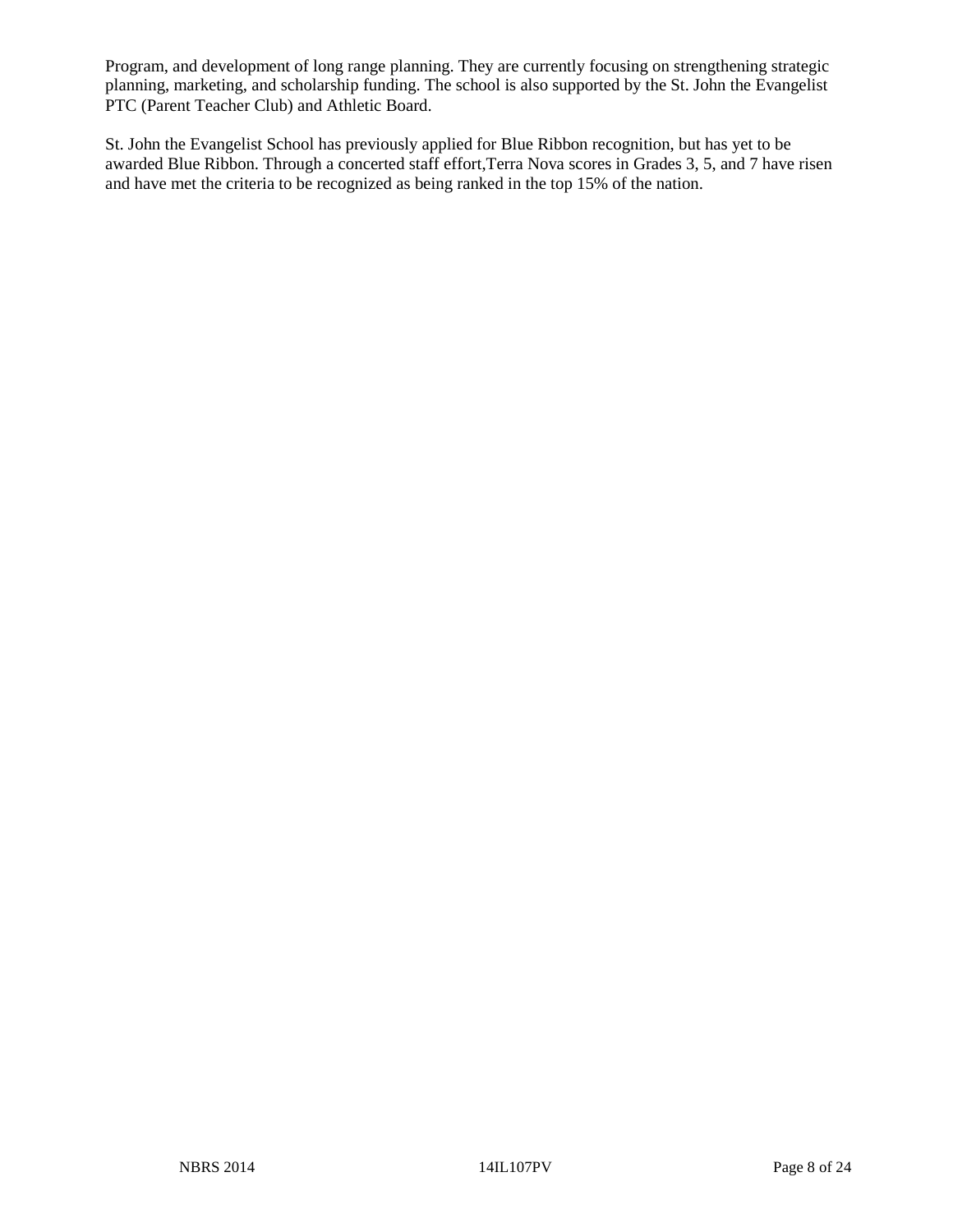Program, and development of long range planning. They are currently focusing on strengthening strategic planning, marketing, and scholarship funding. The school is also supported by the St. John the Evangelist PTC (Parent Teacher Club) and Athletic Board.

St. John the Evangelist School has previously applied for Blue Ribbon recognition, but has yet to be awarded Blue Ribbon. Through a concerted staff effort,Terra Nova scores in Grades 3, 5, and 7 have risen and have met the criteria to be recognized as being ranked in the top 15% of the nation.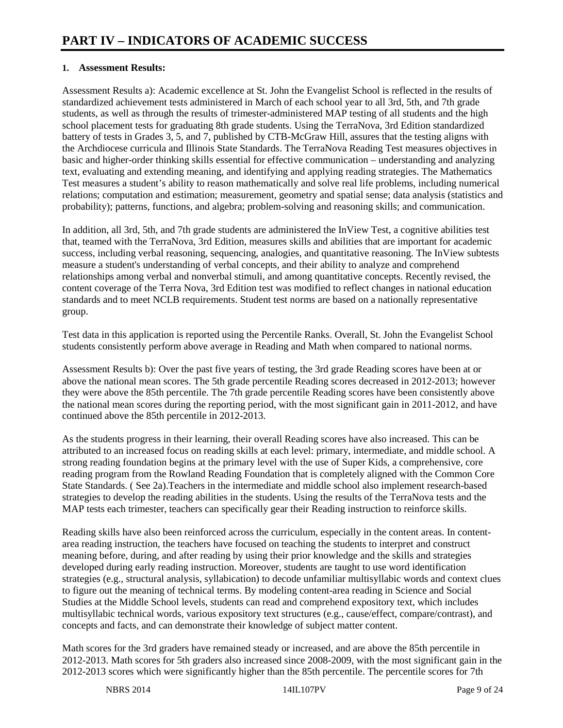# PART IV – INDICATORS OF ACADEMIC SUCCESS

**1. Assessment Results:**

Assessment Results a): Academic excellence at St. John the Evangelist School is reflected in the results of standardized achievement tests administered in March of each school year to all 3rd, 5th, and 7th grade students, as well as through the results of trimester-administered MAP testing of all students and the high school placement tests for graduating 8th grade students. Using the TerraNova, 3rd Edition standardized battery of tests in Grades 3, 5, and 7, published by CTB-McGraw Hill, assures that the testing aligns with the Archdiocese curricula and Illinois State Standards. The TerraNova Reading Test measures objectives in basic and higher-order thinking skills essential for effective communication – understanding and analyzing text, evaluating and extending meaning, and identifying and applying reading strategies. The Mathematics Test measures a student's ability to reason mathematically and solve real life problems, including numerical relations; computation and estimation; measurement, geometry and spatial sense; data analysis (statistics and probability); patterns, functions, and algebra; problem-solving and reasoning skills; and communication.

In addition, all 3rd, 5th, and 7th grade students are administered the InView Test, a cognitive abilities test that, teamed with the TerraNova, 3rd Edition, measures skills and abilities that are important for academic success, including verbal reasoning, sequencing, analogies, and quantitative reasoning. The InView subtests measure a student's understanding of verbal concepts, and their ability to analyze and comprehend relationships among verbal and nonverbal stimuli, and among quantitative concepts. Recently revised, the content coverage of the Terra Nova, 3rd Edition test was modified to reflect changes in national education standards and to meet NCLB requirements. Student test norms are based on a nationally representative group.

Test data in this application is reported using the Percentile Ranks. Overall, St. John the Evangelist School students consistently perform above average in Reading and Math when compared to national norms.

Assessment Results b): Over the past five years of testing, the 3rd grade Reading scores have been at or above the national mean scores. The 5th grade percentile Reading scores decreased in 2012-2013; however they were above the 85th percentile. The 7th grade percentile Reading scores have been consistently above the national mean scores during the reporting period, with the most significant gain in 2011-2012, and have continued above the 85th percentile in 2012-2013.

As the students progress in their learning, their overall Reading scores have also increased. This can be attributed to an increased focus on reading skills at each level: primary, intermediate, and middle school. A strong reading foundation begins at the primary level with the use of Super Kids, a comprehensive, core reading program from the Rowland Reading Foundation that is completely aligned with the Common Core State Standards. ( See 2a).Teachers in the intermediate and middle school also implement research-based strategies to develop the reading abilities in the students. Using the results of the TerraNova tests and the MAP tests each trimester, teachers can specifically gear their Reading instruction to reinforce skills.

Reading skills have also been reinforced across the curriculum, especially in the content areas. In content-area reading instruction, the teachers have focused on teaching the students to interpret and construct meaning before, during, and after reading by using their prior knowledge and the skills and strategies developed during early reading instruction. Moreover, students are taught to use word identification strategies (e.g., structural analysis, syllabication) to decode unfamiliar multisyllabic words and context clues to figure out the meaning of technical terms. By modeling content-area reading in Science and Social Studies at the Middle School levels, students can read and comprehend expository text, which includes multisyllabic technical words, various expository text structures (e.g., cause/effect, compare/contrast), and concepts and facts, and can demonstrate their knowledge of subject matter content.

Math scores for the 3rd graders have remained steady or increased, and are above the 85th percentile in 2012-2013. Math scores for 5th graders also increased since 2008-2009, with the most significant gain in the 2012-2013 scores which were significantly higher than the 85th percentile. The percentile scores for 7th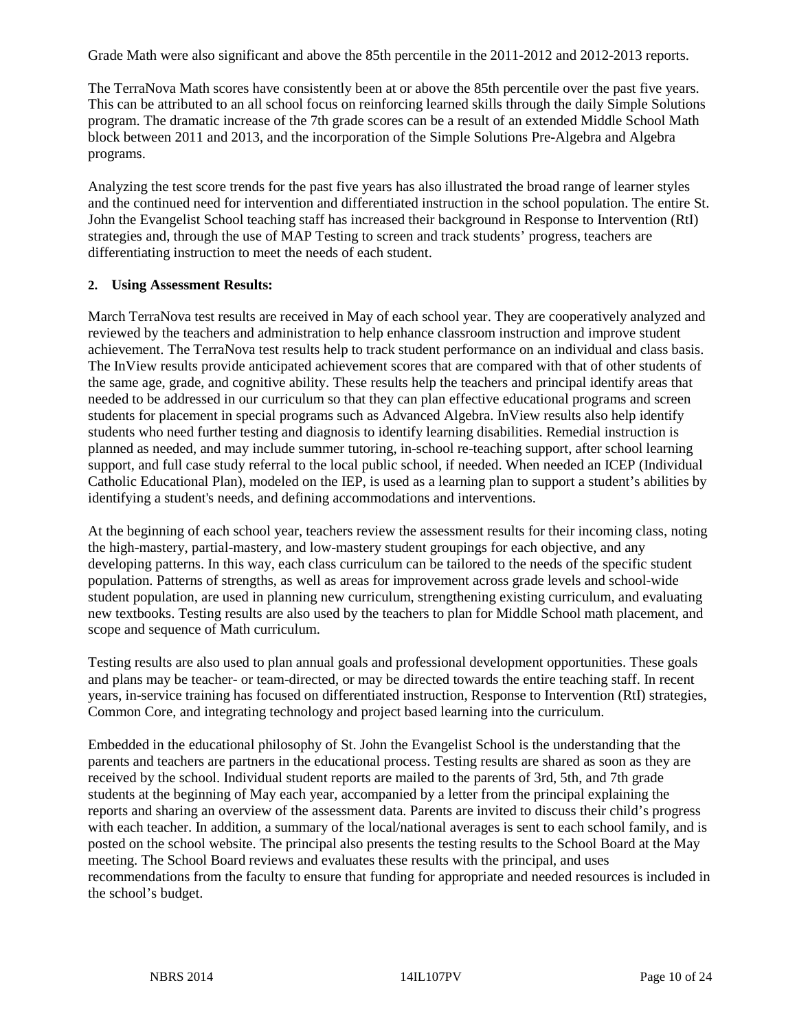Grade Math were also significant and above the 85th percentile in the 2011-2012 and 2012-2013 reports.

The TerraNova Math scores have consistently been at or above the 85th percentile over the past five years. This can be attributed to an all school focus on reinforcing learned skills through the daily Simple Solutions program. The dramatic increase of the 7th grade scores can be a result of an extended Middle School Math block between 2011 and 2013, and the incorporation of the Simple Solutions Pre-Algebra and Algebra programs.

Analyzing the test score trends for the past five years has also illustrated the broad range of learner styles and the continued need for intervention and differentiated instruction in the school population. The entire St. John the Evangelist School teaching staff has increased their background in Response to Intervention (RtI) strategies and, through the use of MAP Testing to screen and track students' progress, teachers are differentiating instruction to meet the needs of each student.

**2. Using Assessment Results:**

March TerraNova test results are received in May of each school year. They are cooperatively analyzed and reviewed by the teachers and administration to help enhance classroom instruction and improve student achievement. The TerraNova test results help to track student performance on an individual and class basis. The InView results provide anticipated achievement scores that are compared with that of other students of the same age, grade, and cognitive ability. These results help the teachers and principal identify areas that needed to be addressed in our curriculum so that they can plan effective educational programs and screen students for placement in special programs such as Advanced Algebra. InView results also help identify students who need further testing and diagnosis to identify learning disabilities. Remedial instruction is planned as needed, and may include summer tutoring, in-school re-teaching support, after school learning support, and full case study referral to the local public school, if needed. When needed an ICEP (Individual Catholic Educational Plan), modeled on the IEP, is used as a learning plan to support a student's abilities by identifying a student's needs, and defining accommodations and interventions.

At the beginning of each school year, teachers review the assessment results for their incoming class, noting the high-mastery, partial-mastery, and low-mastery student groupings for each objective, and any developing patterns. In this way, each class curriculum can be tailored to the needs of the specific student population. Patterns of strengths, as well as areas for improvement across grade levels and school-wide student population, are used in planning new curriculum, strengthening existing curriculum, and evaluating new textbooks. Testing results are also used by the teachers to plan for Middle School math placement, and scope and sequence of Math curriculum.

Testing results are also used to plan annual goals and professional development opportunities. These goals and plans may be teacher- or team-directed, or may be directed towards the entire teaching staff. In recent years, in-service training has focused on differentiated instruction, Response to Intervention (RtI) strategies, Common Core, and integrating technology and project based learning into the curriculum.

Embedded in the educational philosophy of St. John the Evangelist School is the understanding that the parents and teachers are partners in the educational process. Testing results are shared as soon as they are received by the school. Individual student reports are mailed to the parents of 3rd, 5th, and 7th grade students at the beginning of May each year, accompanied by a letter from the principal explaining the reports and sharing an overview of the assessment data. Parents are invited to discuss their child's progress with each teacher. In addition, a summary of the local/national averages is sent to each school family, and is posted on the school website. The principal also presents the testing results to the School Board at the May meeting. The School Board reviews and evaluates these results with the principal, and uses recommendations from the faculty to ensure that funding for appropriate and needed resources is included in the school's budget.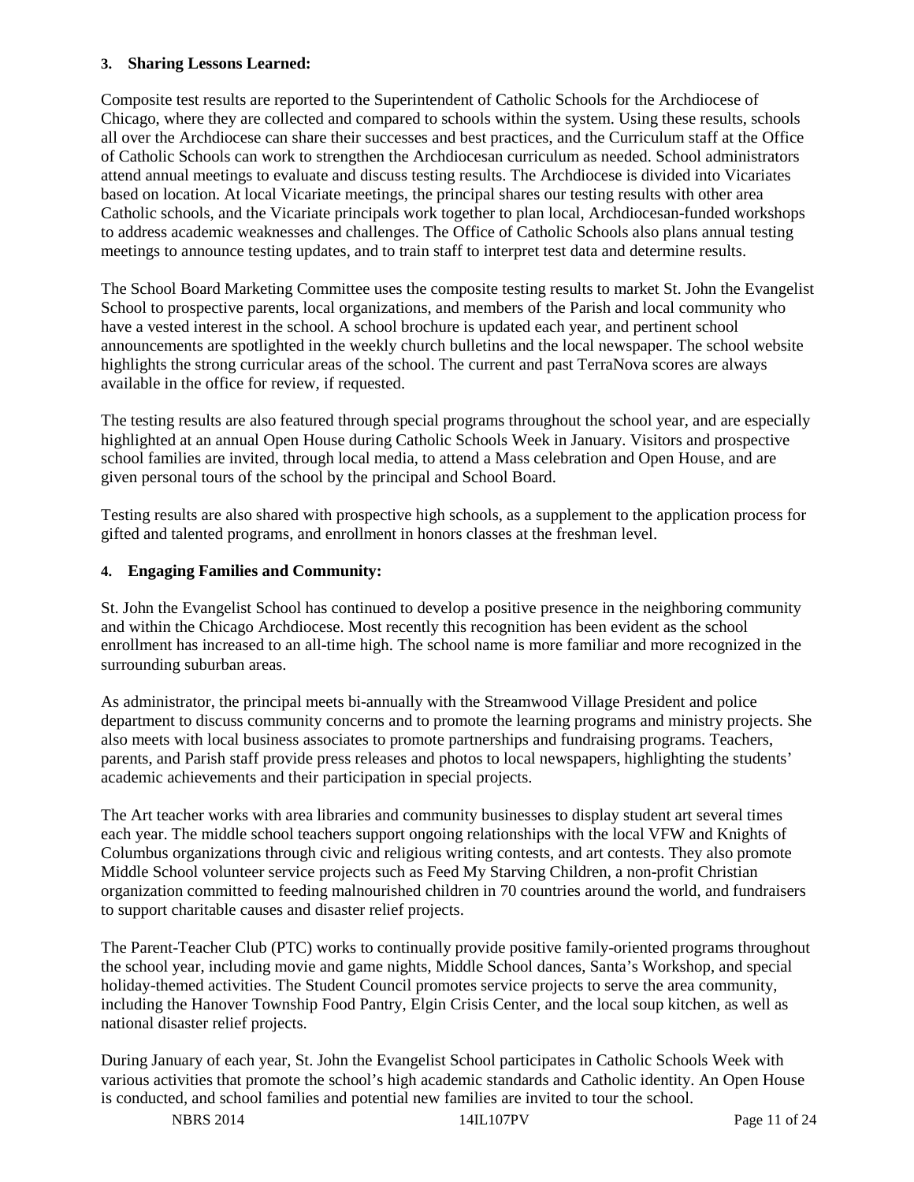**3. Sharing Lessons Learned:**

Composite test results are reported to the Superintendent of Catholic Schools for the Archdiocese of Chicago, where they are collected and compared to schools within the system. Using these results, schools all over the Archdiocese can share their successes and best practices, and the Curriculum staff at the Office of Catholic Schools can work to strengthen the Archdiocesan curriculum as needed. School administrators attend annual meetings to evaluate and discuss testing results. The Archdiocese is divided into Vicariates based on location. At local Vicariate meetings, the principal shares our testing results with other area Catholic schools, and the Vicariate principals work together to plan local, Archdiocesan-funded workshops to address academic weaknesses and challenges. The Office of Catholic Schools also plans annual testing meetings to announce testing updates, and to train staff to interpret test data and determine results.

The School Board Marketing Committee uses the composite testing results to market St. John the Evangelist School to prospective parents, local organizations, and members of the Parish and local community who have a vested interest in the school. A school brochure is updated each year, and pertinent school announcements are spotlighted in the weekly church bulletins and the local newspaper. The school website highlights the strong curricular areas of the school. The current and past TerraNova scores are always available in the office for review, if requested.

The testing results are also featured through special programs throughout the school year, and are especially highlighted at an annual Open House during Catholic Schools Week in January. Visitors and prospective school families are invited, through local media, to attend a Mass celebration and Open House, and are given personal tours of the school by the principal and School Board.

Testing results are also shared with prospective high schools, as a supplement to the application process for gifted and talented programs, and enrollment in honors classes at the freshman level.

**4. Engaging Families and Community:**

St. John the Evangelist School has continued to develop a positive presence in the neighboring community and within the Chicago Archdiocese. Most recently this recognition has been evident as the school enrollment has increased to an all-time high. The school name is more familiar and more recognized in the surrounding suburban areas.

As administrator, the principal meets bi-annually with the Streamwood Village President and police department to discuss community concerns and to promote the learning programs and ministry projects. She also meets with local business associates to promote partnerships and fundraising programs. Teachers, parents, and Parish staff provide press releases and photos to local newspapers, highlighting the students' academic achievements and their participation in special projects.

The Art teacher works with area libraries and community businesses to display student art several times each year. The middle school teachers support ongoing relationships with the local VFW and Knights of Columbus organizations through civic and religious writing contests, and art contests. They also promote Middle School volunteer service projects such as Feed My Starving Children, a non-profit Christian organization committed to feeding malnourished children in 70 countries around the world, and fundraisers to support charitable causes and disaster relief projects.

The Parent-Teacher Club (PTC) works to continually provide positive family-oriented programs throughout the school year, including movie and game nights, Middle School dances, Santa's Workshop, and special holiday-themed activities. The Student Council promotes service projects to serve the area community, including the Hanover Township Food Pantry, Elgin Crisis Center, and the local soup kitchen, as well as national disaster relief projects.

During January of each year, St. John the Evangelist School participates in Catholic Schools Week with various activities that promote the school's high academic standards and Catholic identity. An Open House is conducted, and school families and potential new families are invited to tour the school.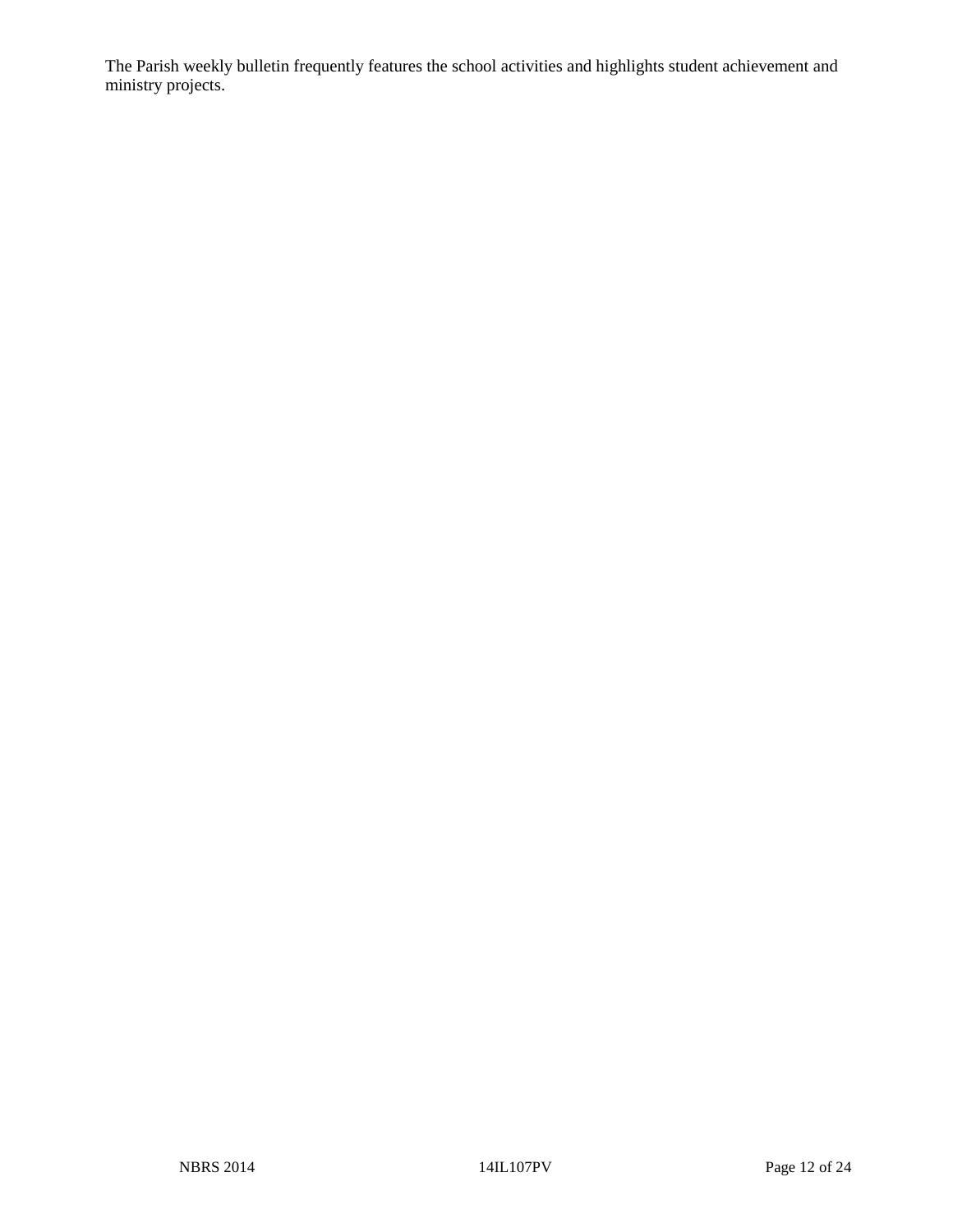The Parish weekly bulletin frequently features the school activities and highlights student achievement and ministry projects.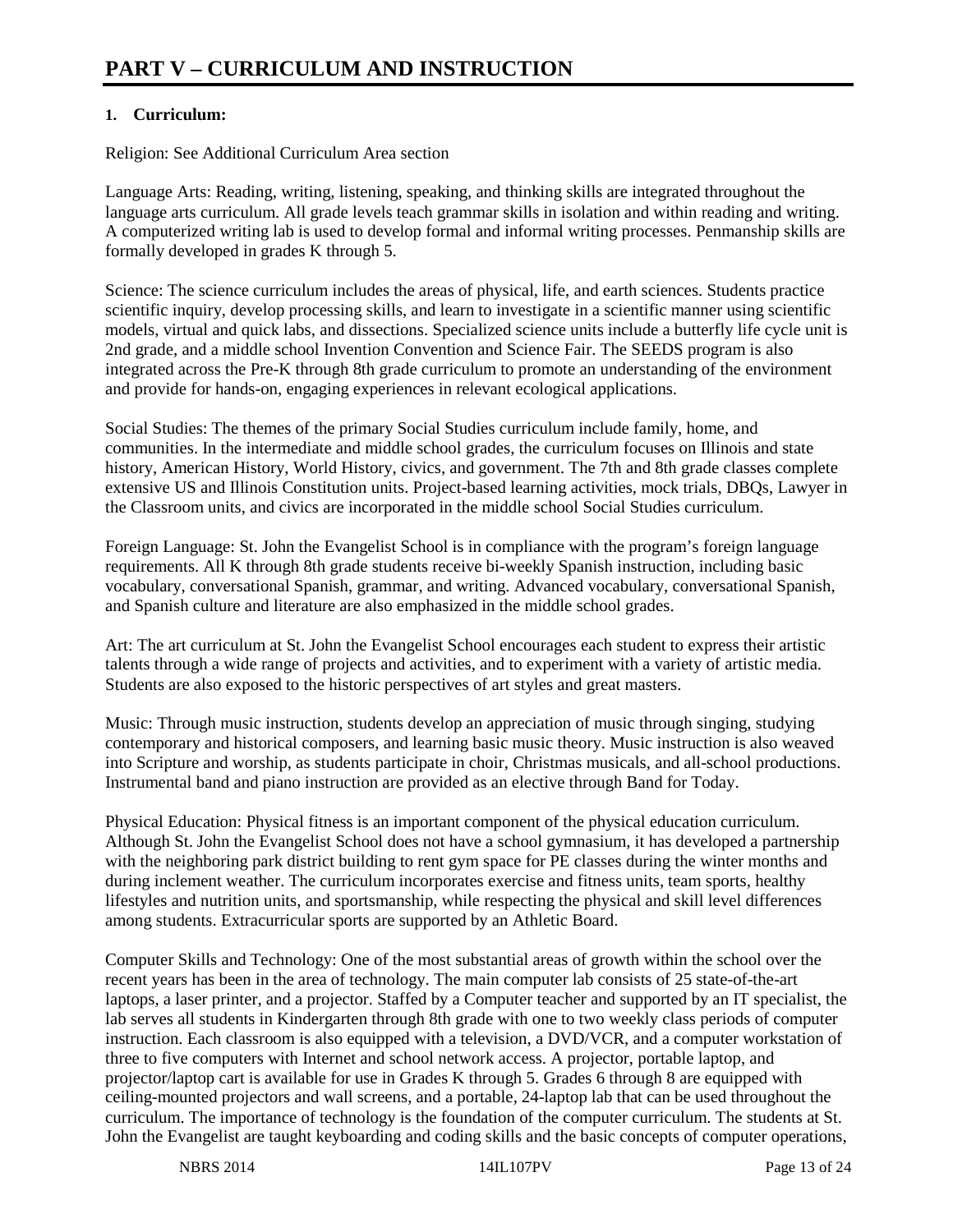# PART V – CURRICULUM AND INSTRUCTION

**1. Curriculum:**

Religion: See Additional Curriculum Area section

Language Arts: Reading, writing, listening, speaking, and thinking skills are integrated throughout the language arts curriculum. All grade levels teach grammar skills in isolation and within reading and writing. A computerized writing lab is used to develop formal and informal writing processes. Penmanship skills are formally developed in grades K through 5.

Science: The science curriculum includes the areas of physical, life, and earth sciences. Students practice scientific inquiry, develop processing skills, and learn to investigate in a scientific manner using scientific models, virtual and quick labs, and dissections. Specialized science units include a butterfly life cycle unit is 2nd grade, and a middle school Invention Convention and Science Fair. The SEEDS program is also integrated across the Pre-K through 8th grade curriculum to promote an understanding of the environment and provide for hands-on, engaging experiences in relevant ecological applications.

Social Studies: The themes of the primary Social Studies curriculum include family, home, and communities. In the intermediate and middle school grades, the curriculum focuses on Illinois and state history, American History, World History, civics, and government. The 7th and 8th grade classes complete extensive US and Illinois Constitution units. Project-based learning activities, mock trials, DBQs, Lawyer in the Classroom units, and civics are incorporated in the middle school Social Studies curriculum.

Foreign Language: St. John the Evangelist School is in compliance with the program's foreign language requirements. All K through 8th grade students receive bi-weekly Spanish instruction, including basic vocabulary, conversational Spanish, grammar, and writing. Advanced vocabulary, conversational Spanish, and Spanish culture and literature are also emphasized in the middle school grades.

Art: The art curriculum at St. John the Evangelist School encourages each student to express their artistic talents through a wide range of projects and activities, and to experiment with a variety of artistic media. Students are also exposed to the historic perspectives of art styles and great masters.

Music: Through music instruction, students develop an appreciation of music through singing, studying contemporary and historical composers, and learning basic music theory. Music instruction is also weaved into Scripture and worship, as students participate in choir, Christmas musicals, and all-school productions. Instrumental band and piano instruction are provided as an elective through Band for Today.

Physical Education: Physical fitness is an important component of the physical education curriculum. Although St. John the Evangelist School does not have a school gymnasium, it has developed a partnership with the neighboring park district building to rent gym space for PE classes during the winter months and during inclement weather. The curriculum incorporates exercise and fitness units, team sports, healthy lifestyles and nutrition units, and sportsmanship, while respecting the physical and skill level differences among students. Extracurricular sports are supported by an Athletic Board.

Computer Skills and Technology: One of the most substantial areas of growth within the school over the recent years has been in the area of technology. The main computer lab consists of 25 state-of-the-art laptops, a laser printer, and a projector. Staffed by a Computer teacher and supported by an IT specialist, the lab serves all students in Kindergarten through 8th grade with one to two weekly class periods of computer instruction. Each classroom is also equipped with a television, a DVD/VCR, and a computer workstation of three to five computers with Internet and school network access. A projector, portable laptop, and projector/laptop cart is available for use in Grades K through 5. Grades 6 through 8 are equipped with ceiling-mounted projectors and wall screens, and a portable, 24-laptop lab that can be used throughout the curriculum. The importance of technology is the foundation of the computer curriculum. The students at St. John the Evangelist are taught keyboarding and coding skills and the basic concepts of computer operations,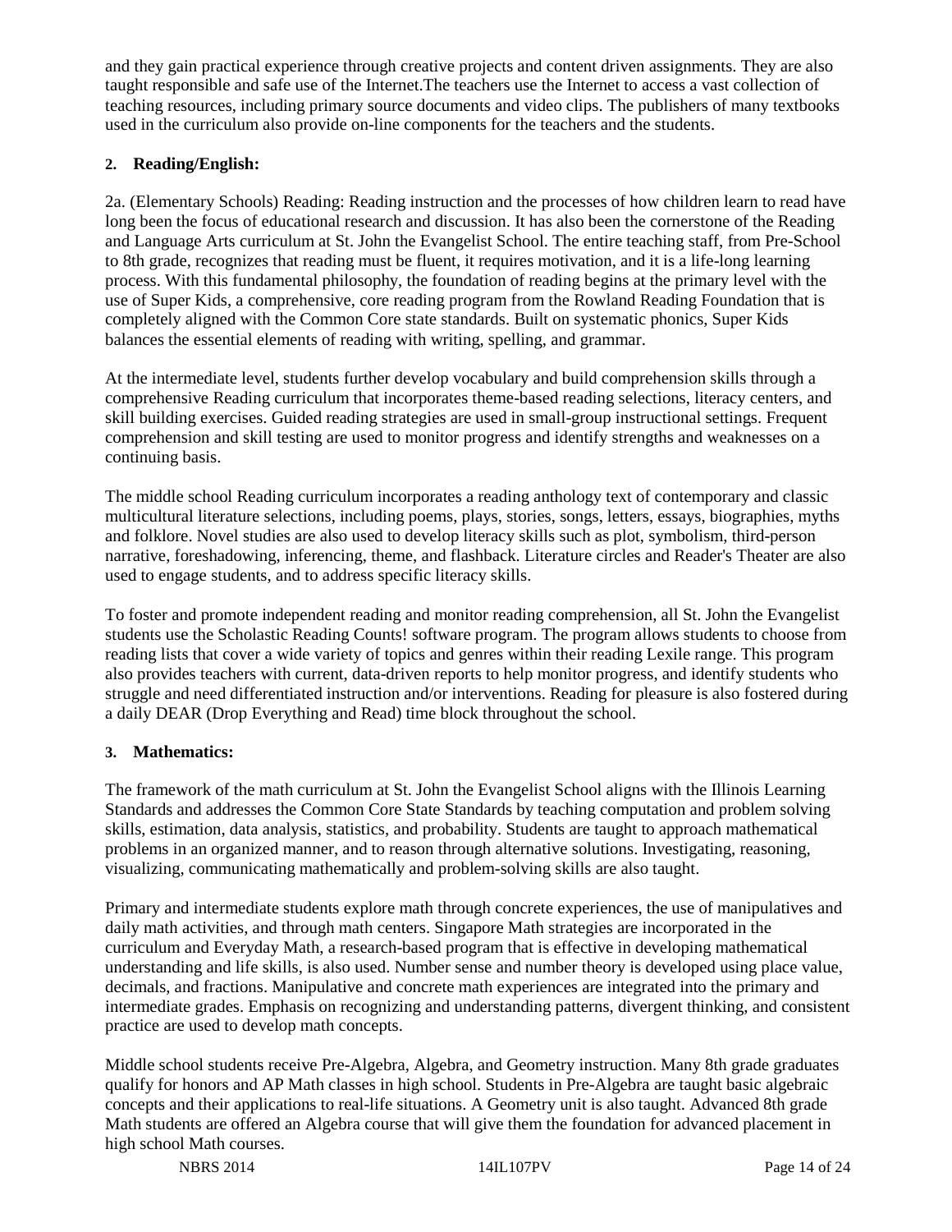and they gain practical experience through creative projects and content driven assignments. They are also taught responsible and safe use of the Internet.The teachers use the Internet to access a vast collection of teaching resources, including primary source documents and video clips. The publishers of many textbooks used in the curriculum also provide on-line components for the teachers and the students.

**2. Reading/English:**

2a. (Elementary Schools) Reading: Reading instruction and the processes of how children learn to read have long been the focus of educational research and discussion. It has also been the cornerstone of the Reading and Language Arts curriculum at St. John the Evangelist School. The entire teaching staff, from Pre-School to 8th grade, recognizes that reading must be fluent, it requires motivation, and it is a life-long learning process. With this fundamental philosophy, the foundation of reading begins at the primary level with the use of Super Kids, a comprehensive, core reading program from the Rowland Reading Foundation that is completely aligned with the Common Core state standards. Built on systematic phonics, Super Kids balances the essential elements of reading with writing, spelling, and grammar.

At the intermediate level, students further develop vocabulary and build comprehension skills through a comprehensive Reading curriculum that incorporates theme-based reading selections, literacy centers, and skill building exercises. Guided reading strategies are used in small-group instructional settings. Frequent comprehension and skill testing are used to monitor progress and identify strengths and weaknesses on a continuing basis.

The middle school Reading curriculum incorporates a reading anthology text of contemporary and classic multicultural literature selections, including poems, plays, stories, songs, letters, essays, biographies, myths and folklore. Novel studies are also used to develop literacy skills such as plot, symbolism, third-person narrative, foreshadowing, inferencing, theme, and flashback. Literature circles and Reader's Theater are also used to engage students, and to address specific literacy skills.

To foster and promote independent reading and monitor reading comprehension, all St. John the Evangelist students use the Scholastic Reading Counts! software program. The program allows students to choose from reading lists that cover a wide variety of topics and genres within their reading Lexile range. This program also provides teachers with current, data-driven reports to help monitor progress, and identify students who struggle and need differentiated instruction and/or interventions. Reading for pleasure is also fostered during a daily DEAR (Drop Everything and Read) time block throughout the school.

**3. Mathematics:**

The framework of the math curriculum at St. John the Evangelist School aligns with the Illinois Learning Standards and addresses the Common Core State Standards by teaching computation and problem solving skills, estimation, data analysis, statistics, and probability. Students are taught to approach mathematical problems in an organized manner, and to reason through alternative solutions. Investigating, reasoning, visualizing, communicating mathematically and problem-solving skills are also taught.

Primary and intermediate students explore math through concrete experiences, the use of manipulatives and daily math activities, and through math centers. Singapore Math strategies are incorporated in the curriculum and Everyday Math, a research-based program that is effective in developing mathematical understanding and life skills, is also used. Number sense and number theory is developed using place value, decimals, and fractions. Manipulative and concrete math experiences are integrated into the primary and intermediate grades. Emphasis on recognizing and understanding patterns, divergent thinking, and consistent practice are used to develop math concepts.

Middle school students receive Pre-Algebra, Algebra, and Geometry instruction. Many 8th grade graduates qualify for honors and AP Math classes in high school. Students in Pre-Algebra are taught basic algebraic concepts and their applications to real-life situations. A Geometry unit is also taught. Advanced 8th grade Math students are offered an Algebra course that will give them the foundation for advanced placement in high school Math courses.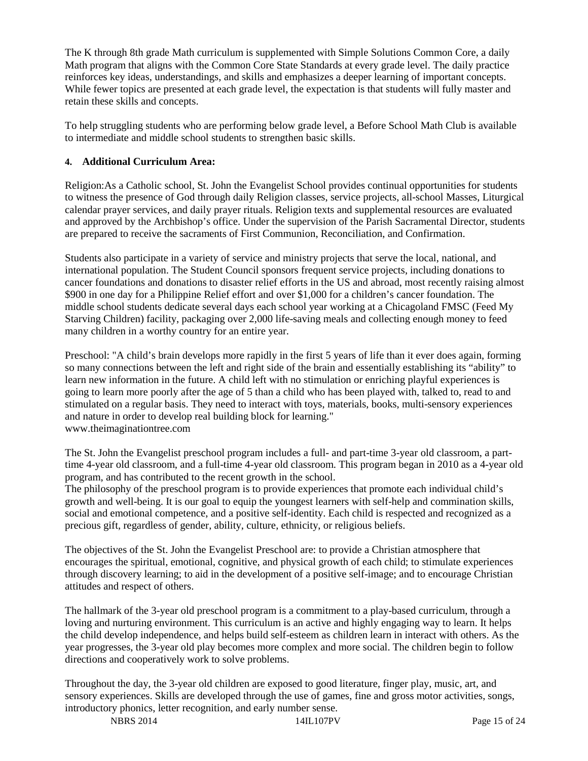The K through 8th grade Math curriculum is supplemented with Simple Solutions Common Core, a daily Math program that aligns with the Common Core State Standards at every grade level. The daily practice reinforces key ideas, understandings, and skills and emphasizes a deeper learning of important concepts. While fewer topics are presented at each grade level, the expectation is that students will fully master and retain these skills and concepts.

To help struggling students who are performing below grade level, a Before School Math Club is available to intermediate and middle school students to strengthen basic skills.

**4. Additional Curriculum Area:**

Religion:As a Catholic school, St. John the Evangelist School provides continual opportunities for students to witness the presence of God through daily Religion classes, service projects, all-school Masses, Liturgical calendar prayer services, and daily prayer rituals. Religion texts and supplemental resources are evaluated and approved by the Archbishop's office. Under the supervision of the Parish Sacramental Director, students are prepared to receive the sacraments of First Communion, Reconciliation, and Confirmation.

Students also participate in a variety of service and ministry projects that serve the local, national, and international population. The Student Council sponsors frequent service projects, including donations to cancer foundations and donations to disaster relief efforts in the US and abroad, most recently raising almost $900 in one day for a Philippine Relief effort and over $1,000 for a children's cancer foundation. The middle school students dedicate several days each school year working at a Chicagoland FMSC (Feed My Starving Children) facility, packaging over 2,000 life-saving meals and collecting enough money to feed many children in a worthy country for an entire year.

Preschool: "A child's brain develops more rapidly in the first 5 years of life than it ever does again, forming so many connections between the left and right side of the brain and essentially establishing its "ability" to learn new information in the future. A child left with no stimulation or enriching playful experiences is going to learn more poorly after the age of 5 than a child who has been played with, talked to, read to and stimulated on a regular basis. They need to interact with toys, materials, books, multi-sensory experiences and nature in order to develop real building block for learning."
www.theimaginationtree.com

The St. John the Evangelist preschool program includes a full- and part-time 3-year old classroom, a part-time 4-year old classroom, and a full-time 4-year old classroom. This program began in 2010 as a 4-year old program, and has contributed to the recent growth in the school.
The philosophy of the preschool program is to provide experiences that promote each individual child's growth and well-being. It is our goal to equip the youngest learners with self-help and commination skills, social and emotional competence, and a positive self-identity. Each child is respected and recognized as a precious gift, regardless of gender, ability, culture, ethnicity, or religious beliefs.

The objectives of the St. John the Evangelist Preschool are: to provide a Christian atmosphere that encourages the spiritual, emotional, cognitive, and physical growth of each child; to stimulate experiences through discovery learning; to aid in the development of a positive self-image; and to encourage Christian attitudes and respect of others.

The hallmark of the 3-year old preschool program is a commitment to a play-based curriculum, through a loving and nurturing environment. This curriculum is an active and highly engaging way to learn. It helps the child develop independence, and helps build self-esteem as children learn in interact with others. As the year progresses, the 3-year old play becomes more complex and more social. The children begin to follow directions and cooperatively work to solve problems.

Throughout the day, the 3-year old children are exposed to good literature, finger play, music, art, and sensory experiences. Skills are developed through the use of games, fine and gross motor activities, songs, introductory phonics, letter recognition, and early number sense.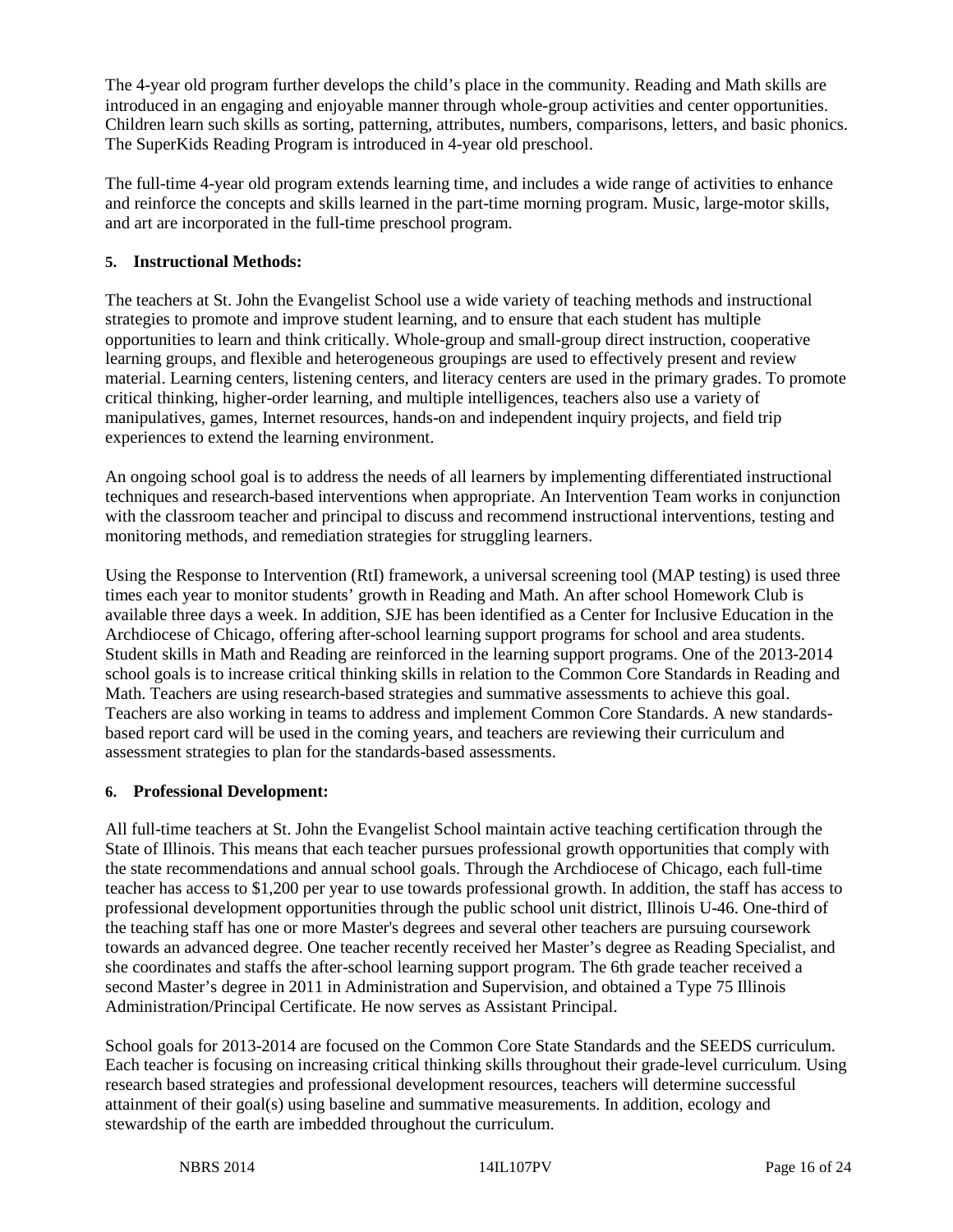The 4-year old program further develops the child's place in the community. Reading and Math skills are introduced in an engaging and enjoyable manner through whole-group activities and center opportunities. Children learn such skills as sorting, patterning, attributes, numbers, comparisons, letters, and basic phonics. The SuperKids Reading Program is introduced in 4-year old preschool.

The full-time 4-year old program extends learning time, and includes a wide range of activities to enhance and reinforce the concepts and skills learned in the part-time morning program. Music, large-motor skills, and art are incorporated in the full-time preschool program.

**5. Instructional Methods:**

The teachers at St. John the Evangelist School use a wide variety of teaching methods and instructional strategies to promote and improve student learning, and to ensure that each student has multiple opportunities to learn and think critically. Whole-group and small-group direct instruction, cooperative learning groups, and flexible and heterogeneous groupings are used to effectively present and review material. Learning centers, listening centers, and literacy centers are used in the primary grades. To promote critical thinking, higher-order learning, and multiple intelligences, teachers also use a variety of manipulatives, games, Internet resources, hands-on and independent inquiry projects, and field trip experiences to extend the learning environment.

An ongoing school goal is to address the needs of all learners by implementing differentiated instructional techniques and research-based interventions when appropriate. An Intervention Team works in conjunction with the classroom teacher and principal to discuss and recommend instructional interventions, testing and monitoring methods, and remediation strategies for struggling learners.

Using the Response to Intervention (RtI) framework, a universal screening tool (MAP testing) is used three times each year to monitor students' growth in Reading and Math. An after school Homework Club is available three days a week. In addition, SJE has been identified as a Center for Inclusive Education in the Archdiocese of Chicago, offering after-school learning support programs for school and area students. Student skills in Math and Reading are reinforced in the learning support programs. One of the 2013-2014 school goals is to increase critical thinking skills in relation to the Common Core Standards in Reading and Math. Teachers are using research-based strategies and summative assessments to achieve this goal. Teachers are also working in teams to address and implement Common Core Standards. A new standards-based report card will be used in the coming years, and teachers are reviewing their curriculum and assessment strategies to plan for the standards-based assessments.

**6. Professional Development:**

All full-time teachers at St. John the Evangelist School maintain active teaching certification through the State of Illinois. This means that each teacher pursues professional growth opportunities that comply with the state recommendations and annual school goals. Through the Archdiocese of Chicago, each full-time teacher has access to $1,200 per year to use towards professional growth. In addition, the staff has access to professional development opportunities through the public school unit district, Illinois U-46. One-third of the teaching staff has one or more Master's degrees and several other teachers are pursuing coursework towards an advanced degree. One teacher recently received her Master's degree as Reading Specialist, and she coordinates and staffs the after-school learning support program. The 6th grade teacher received a second Master's degree in 2011 in Administration and Supervision, and obtained a Type 75 Illinois Administration/Principal Certificate. He now serves as Assistant Principal.

School goals for 2013-2014 are focused on the Common Core State Standards and the SEEDS curriculum. Each teacher is focusing on increasing critical thinking skills throughout their grade-level curriculum. Using research based strategies and professional development resources, teachers will determine successful attainment of their goal(s) using baseline and summative measurements. In addition, ecology and stewardship of the earth are imbedded throughout the curriculum.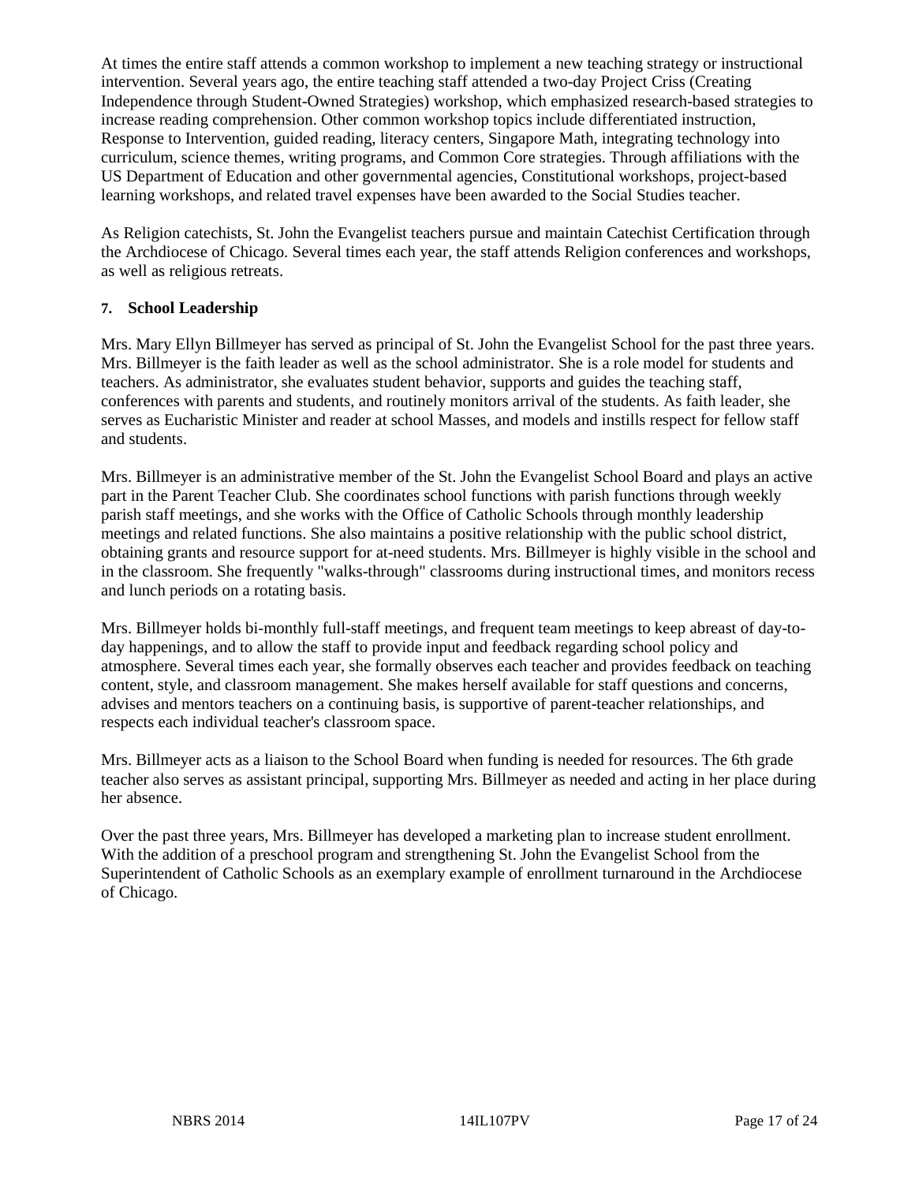At times the entire staff attends a common workshop to implement a new teaching strategy or instructional intervention. Several years ago, the entire teaching staff attended a two-day Project Criss (Creating Independence through Student-Owned Strategies) workshop, which emphasized research-based strategies to increase reading comprehension. Other common workshop topics include differentiated instruction, Response to Intervention, guided reading, literacy centers, Singapore Math, integrating technology into curriculum, science themes, writing programs, and Common Core strategies. Through affiliations with the US Department of Education and other governmental agencies, Constitutional workshops, project-based learning workshops, and related travel expenses have been awarded to the Social Studies teacher.

As Religion catechists, St. John the Evangelist teachers pursue and maintain Catechist Certification through the Archdiocese of Chicago. Several times each year, the staff attends Religion conferences and workshops, as well as religious retreats.

**7. School Leadership**

Mrs. Mary Ellyn Billmeyer has served as principal of St. John the Evangelist School for the past three years. Mrs. Billmeyer is the faith leader as well as the school administrator. She is a role model for students and teachers. As administrator, she evaluates student behavior, supports and guides the teaching staff, conferences with parents and students, and routinely monitors arrival of the students. As faith leader, she serves as Eucharistic Minister and reader at school Masses, and models and instills respect for fellow staff and students.

Mrs. Billmeyer is an administrative member of the St. John the Evangelist School Board and plays an active part in the Parent Teacher Club. She coordinates school functions with parish functions through weekly parish staff meetings, and she works with the Office of Catholic Schools through monthly leadership meetings and related functions. She also maintains a positive relationship with the public school district, obtaining grants and resource support for at-need students. Mrs. Billmeyer is highly visible in the school and in the classroom. She frequently "walks-through" classrooms during instructional times, and monitors recess and lunch periods on a rotating basis.

Mrs. Billmeyer holds bi-monthly full-staff meetings, and frequent team meetings to keep abreast of day-to-day happenings, and to allow the staff to provide input and feedback regarding school policy and atmosphere. Several times each year, she formally observes each teacher and provides feedback on teaching content, style, and classroom management. She makes herself available for staff questions and concerns, advises and mentors teachers on a continuing basis, is supportive of parent-teacher relationships, and respects each individual teacher's classroom space.

Mrs. Billmeyer acts as a liaison to the School Board when funding is needed for resources. The 6th grade teacher also serves as assistant principal, supporting Mrs. Billmeyer as needed and acting in her place during her absence.

Over the past three years, Mrs. Billmeyer has developed a marketing plan to increase student enrollment. With the addition of a preschool program and strengthening St. John the Evangelist School from the Superintendent of Catholic Schools as an exemplary example of enrollment turnaround in the Archdiocese of Chicago.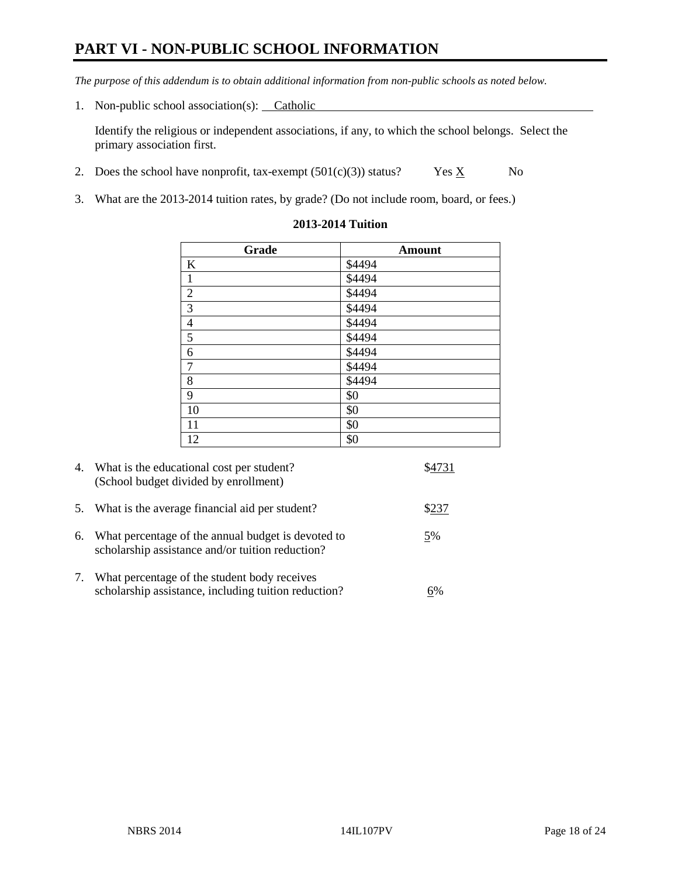# PART VI - NON-PUBLIC SCHOOL INFORMATION

*The purpose of this addendum is to obtain additional information from non-public schools as noted below.*

1. Non-public school association(s): Catholic

   Identify the religious or independent associations, if any, to which the school belongs. Select the primary association first.

2. Does the school have nonprofit, tax-exempt (501(c)(3)) status? Yes X No

3. What are the 2013-2014 tuition rates, by grade? (Do not include room, board, or fees.)

**2013-2014 Tuition**

| Grade | Amount |
|---|---|
| K | $4494 |
| 1 | $4494 |
| 2 | $4494 |
| 3 | $4494 |
| 4 | $4494 |
| 5 | $4494 |
| 6 | $4494 |
| 7 | $4494 |
| 8 | $4494 |
| 9 | $0 |
| 10 | $0 |
| 11 | $0 |
| 12 | $0 |

4. What is the educational cost per student? (School budget divided by enrollment) $4731

5. What is the average financial aid per student? $237

6. What percentage of the annual budget is devoted to scholarship assistance and/or tuition reduction? 5%

7. What percentage of the student body receives scholarship assistance, including tuition reduction? 6%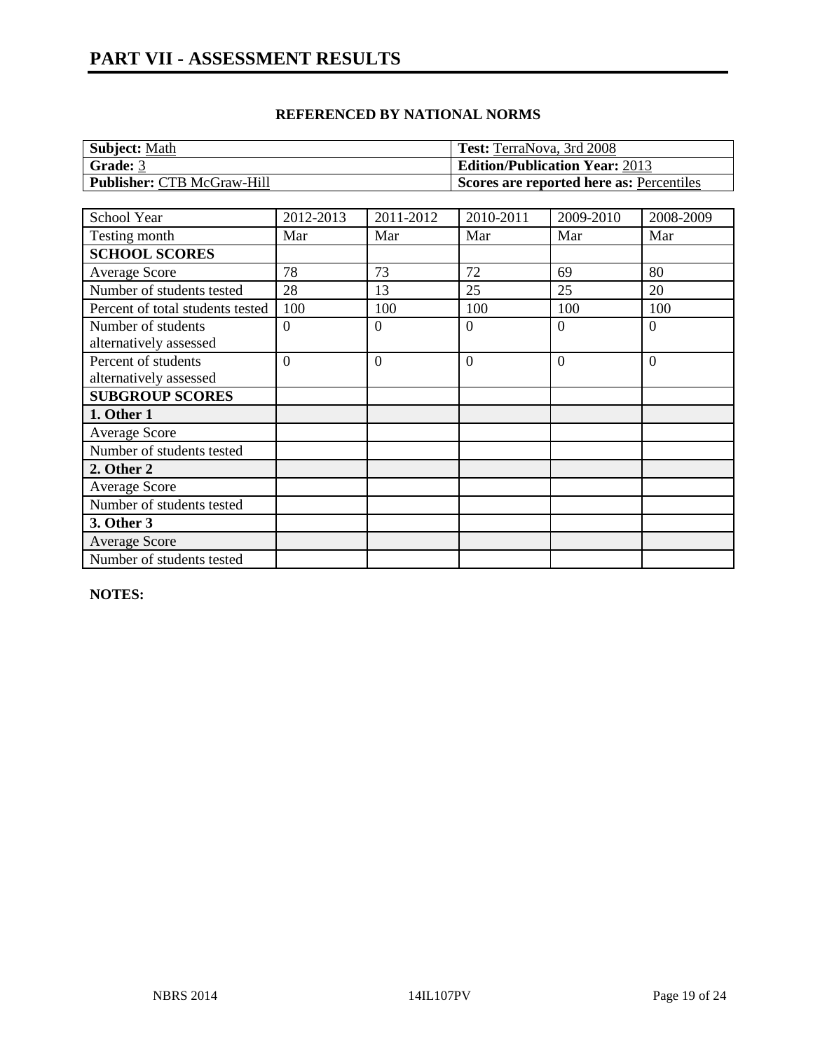# PART VII - ASSESSMENT RESULTS

**REFERENCED BY NATIONAL NORMS**

| | |
|---|---|
| **Subject:** Math | **Test:** TerraNova, 3rd 2008 |
| **Grade:** 3 | **Edition/Publication Year:** 2013 |
| **Publisher:** CTB McGraw-Hill | **Scores are reported here as:** Percentiles |

| School Year | 2012-2013 | 2011-2012 | 2010-2011 | 2009-2010 | 2008-2009 |
|---|---|---|---|---|---|
| Testing month | Mar | Mar | Mar | Mar | Mar |
| **SCHOOL SCORES** | | | | | |
| Average Score | 78 | 73 | 72 | 69 | 80 |
| Number of students tested | 28 | 13 | 25 | 25 | 20 |
| Percent of total students tested | 100 | 100 | 100 | 100 | 100 |
| Number of students alternatively assessed | 0 | 0 | 0 | 0 | 0 |
| Percent of students alternatively assessed | 0 | 0 | 0 | 0 | 0 |
| **SUBGROUP SCORES** | | | | | |
| **1. Other 1** | | | | | |
| Average Score | | | | | |
| Number of students tested | | | | | |
| **2. Other 2** | | | | | |
| Average Score | | | | | |
| Number of students tested | | | | | |
| **3. Other 3** | | | | | |
| Average Score | | | | | |
| Number of students tested | | | | | |

**NOTES:**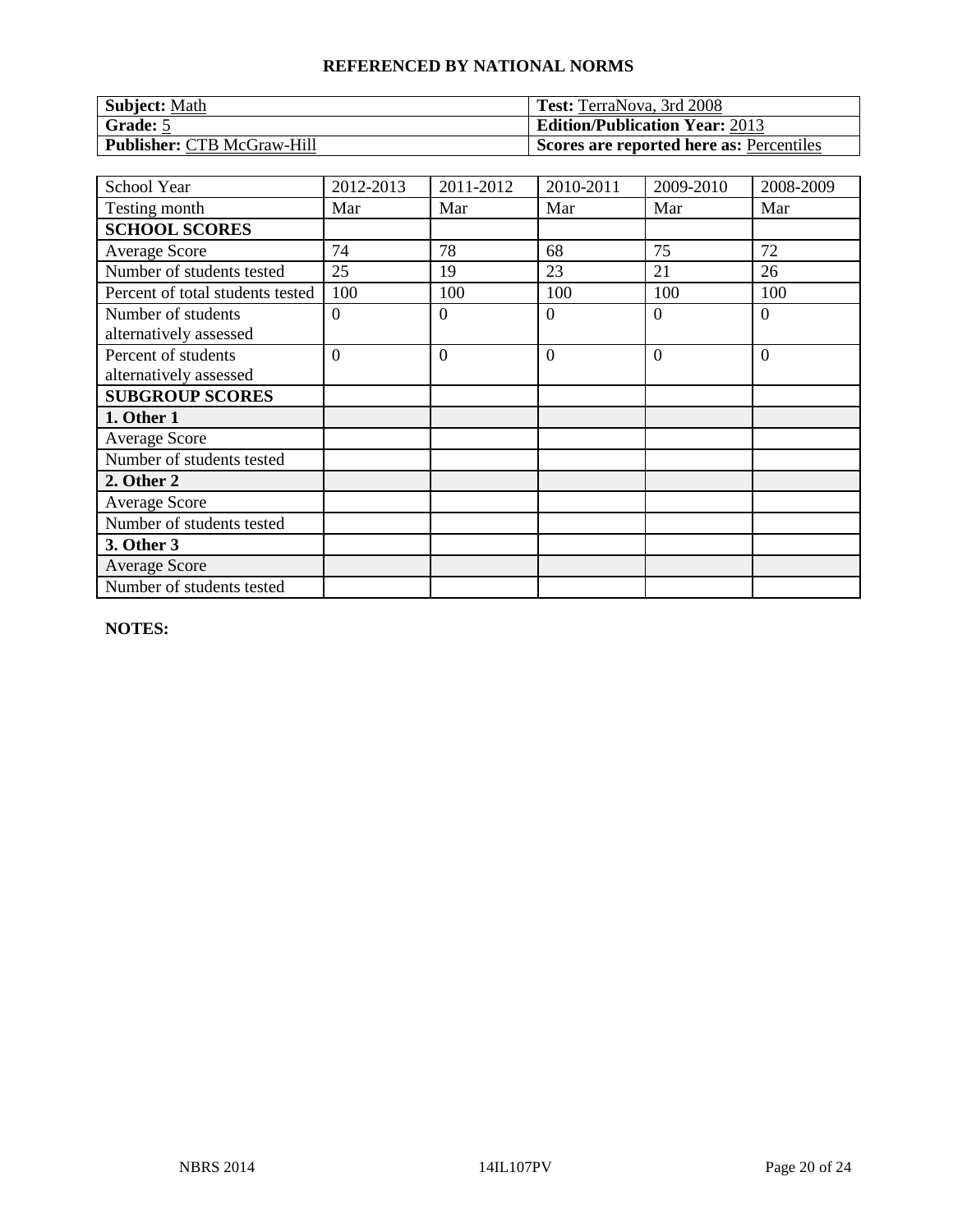# REFERENCED BY NATIONAL NORMS

| **Subject:** Math | **Test:** TerraNova, 3rd 2008 |
|---|---|
| **Grade:** 5 | **Edition/Publication Year:** 2013 |
| **Publisher:** CTB McGraw-Hill | **Scores are reported here as:** Percentiles |

| School Year | 2012-2013 | 2011-2012 | 2010-2011 | 2009-2010 | 2008-2009 |
|---|---|---|---|---|---|
| Testing month | Mar | Mar | Mar | Mar | Mar |
| **SCHOOL SCORES** | | | | | |
| Average Score | 74 | 78 | 68 | 75 | 72 |
| Number of students tested | 25 | 19 | 23 | 21 | 26 |
| Percent of total students tested | 100 | 100 | 100 | 100 | 100 |
| Number of students alternatively assessed | 0 | 0 | 0 | 0 | 0 |
| Percent of students alternatively assessed | 0 | 0 | 0 | 0 | 0 |
| **SUBGROUP SCORES** | | | | | |
| **1. Other 1** | | | | | |
| Average Score | | | | | |
| Number of students tested | | | | | |
| **2. Other 2** | | | | | |
| Average Score | | | | | |
| Number of students tested | | | | | |
| **3. Other 3** | | | | | |
| Average Score | | | | | |
| Number of students tested | | | | | |

**NOTES:**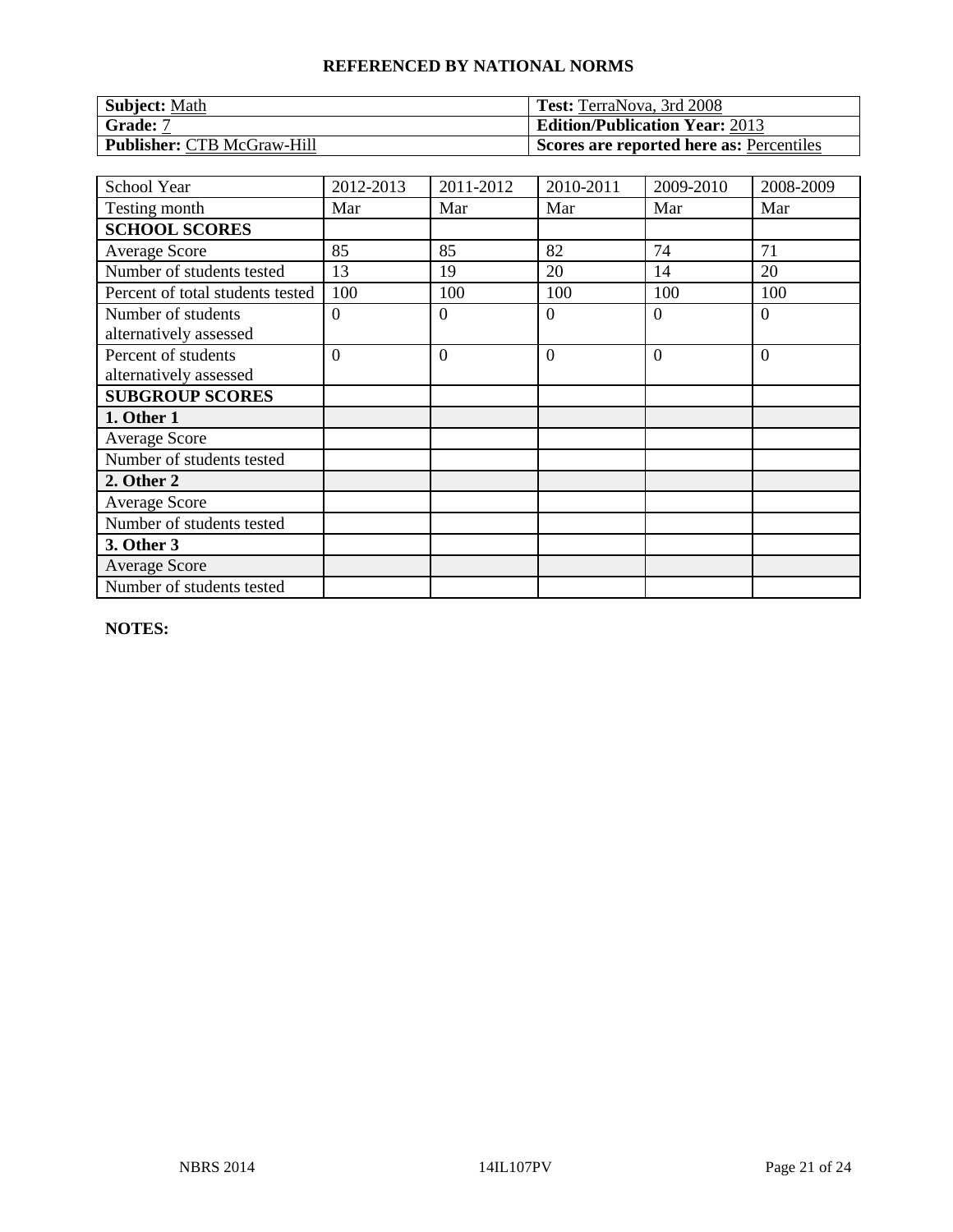## REFERENCED BY NATIONAL NORMS

| **Subject:** Math | **Test:** TerraNova, 3rd 2008 |
|---|---|
| **Grade:** 7 | **Edition/Publication Year:** 2013 |
| **Publisher:** CTB McGraw-Hill | **Scores are reported here as:** Percentiles |

| School Year | 2012-2013 | 2011-2012 | 2010-2011 | 2009-2010 | 2008-2009 |
|---|---|---|---|---|---|
| Testing month | Mar | Mar | Mar | Mar | Mar |
| **SCHOOL SCORES** | | | | | |
| Average Score | 85 | 85 | 82 | 74 | 71 |
| Number of students tested | 13 | 19 | 20 | 14 | 20 |
| Percent of total students tested | 100 | 100 | 100 | 100 | 100 |
| Number of students alternatively assessed | 0 | 0 | 0 | 0 | 0 |
| Percent of students alternatively assessed | 0 | 0 | 0 | 0 | 0 |
| **SUBGROUP SCORES** | | | | | |
| **1. Other 1** | | | | | |
| Average Score | | | | | |
| Number of students tested | | | | | |
| **2. Other 2** | | | | | |
| Average Score | | | | | |
| Number of students tested | | | | | |
| **3. Other 3** | | | | | |
| Average Score | | | | | |
| Number of students tested | | | | | |

**NOTES:**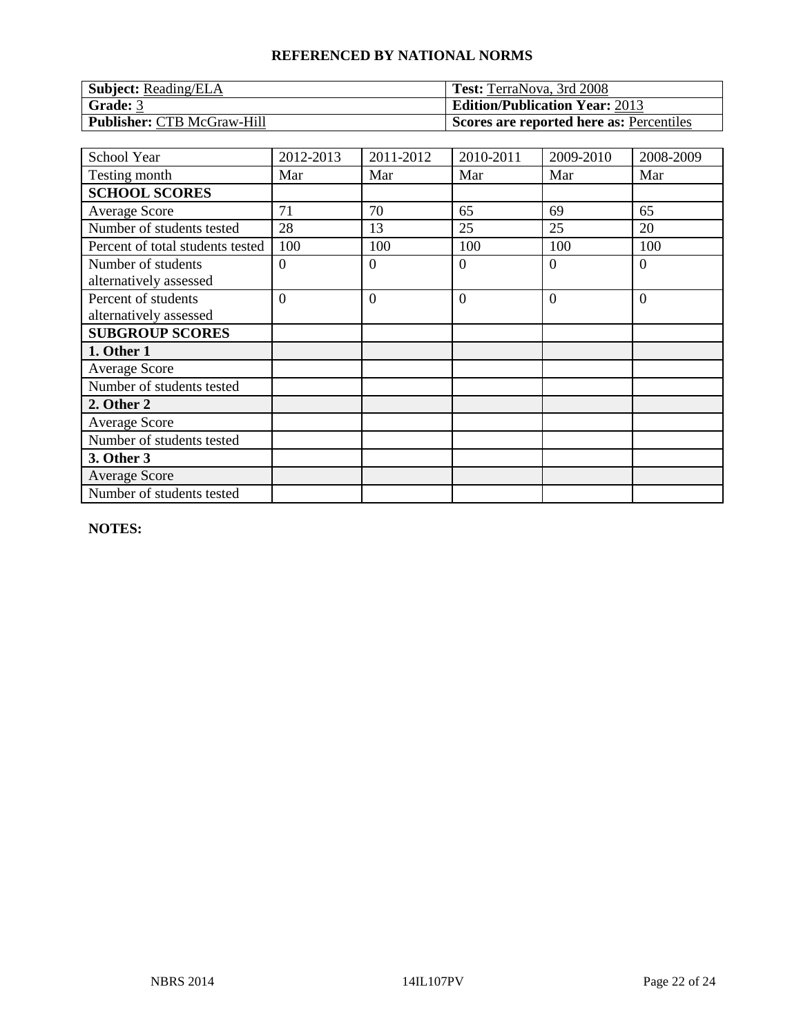## REFERENCED BY NATIONAL NORMS

| **Subject:** Reading/ELA | **Test:** TerraNova, 3rd 2008 |
|---|---|
| **Grade:** 3 | **Edition/Publication Year:** 2013 |
| **Publisher:** CTB McGraw-Hill | **Scores are reported here as:** Percentiles |

| School Year | 2012-2013 | 2011-2012 | 2010-2011 | 2009-2010 | 2008-2009 |
|---|---|---|---|---|---|
| Testing month | Mar | Mar | Mar | Mar | Mar |
| **SCHOOL SCORES** | | | | | |
| Average Score | 71 | 70 | 65 | 69 | 65 |
| Number of students tested | 28 | 13 | 25 | 25 | 20 |
| Percent of total students tested | 100 | 100 | 100 | 100 | 100 |
| Number of students alternatively assessed | 0 | 0 | 0 | 0 | 0 |
| Percent of students alternatively assessed | 0 | 0 | 0 | 0 | 0 |
| **SUBGROUP SCORES** | | | | | |
| **1. Other 1** | | | | | |
| Average Score | | | | | |
| Number of students tested | | | | | |
| **2. Other 2** | | | | | |
| Average Score | | | | | |
| Number of students tested | | | | | |
| **3. Other 3** | | | | | |
| Average Score | | | | | |
| Number of students tested | | | | | |

**NOTES:**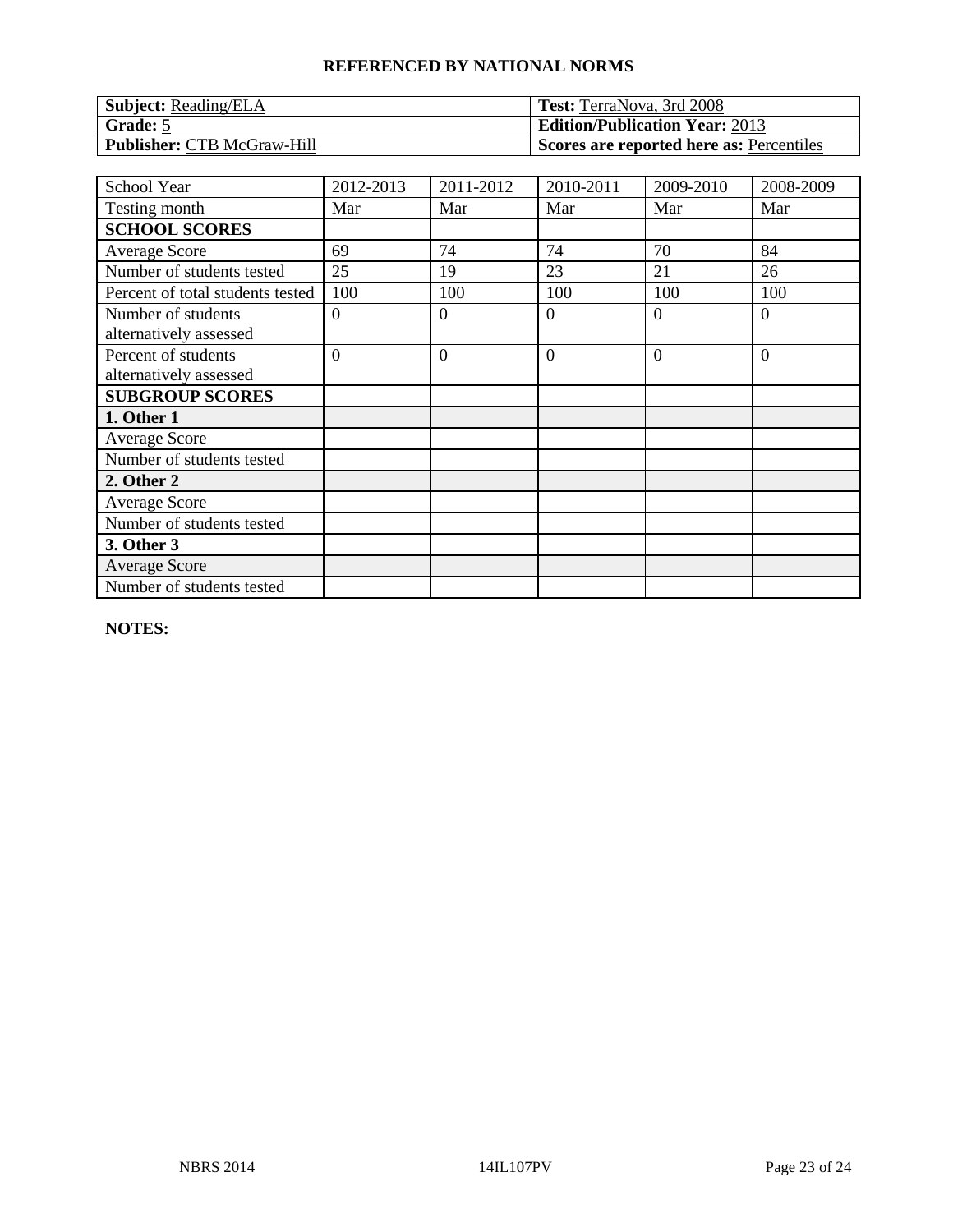**REFERENCED BY NATIONAL NORMS**

| **Subject:** Reading/ELA | **Test:** TerraNova, 3rd 2008 |
|---|---|
| **Grade:** 5 | **Edition/Publication Year:** 2013 |
| **Publisher:** CTB McGraw-Hill | **Scores are reported here as:** Percentiles |

| School Year | 2012-2013 | 2011-2012 | 2010-2011 | 2009-2010 | 2008-2009 |
|---|---|---|---|---|---|
| Testing month | Mar | Mar | Mar | Mar | Mar |
| **SCHOOL SCORES** | | | | | |
| Average Score | 69 | 74 | 74 | 70 | 84 |
| Number of students tested | 25 | 19 | 23 | 21 | 26 |
| Percent of total students tested | 100 | 100 | 100 | 100 | 100 |
| Number of students alternatively assessed | 0 | 0 | 0 | 0 | 0 |
| Percent of students alternatively assessed | 0 | 0 | 0 | 0 | 0 |
| **SUBGROUP SCORES** | | | | | |
| **1. Other 1** | | | | | |
| Average Score | | | | | |
| Number of students tested | | | | | |
| **2. Other 2** | | | | | |
| Average Score | | | | | |
| Number of students tested | | | | | |
| **3. Other 3** | | | | | |
| Average Score | | | | | |
| Number of students tested | | | | | |

**NOTES:**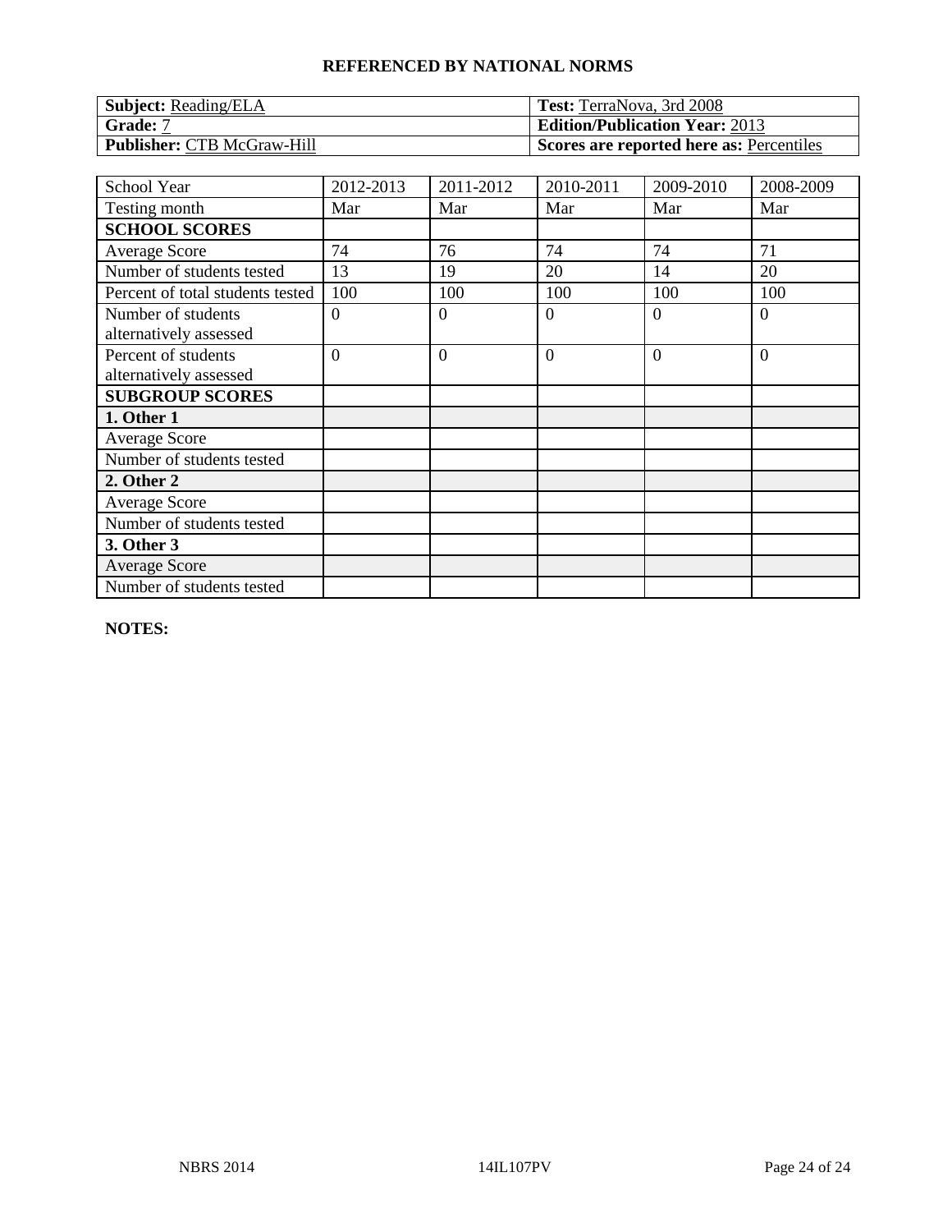**REFERENCED BY NATIONAL NORMS**

| | |
|---|---|
| **Subject:** Reading/ELA | **Test:** TerraNova, 3rd 2008 |
| **Grade:** 7 | **Edition/Publication Year:** 2013 |
| **Publisher:** CTB McGraw-Hill | **Scores are reported here as:** Percentiles |

| School Year | 2012-2013 | 2011-2012 | 2010-2011 | 2009-2010 | 2008-2009 |
|---|---|---|---|---|---|
| Testing month | Mar | Mar | Mar | Mar | Mar |
| **SCHOOL SCORES** | | | | | |
| Average Score | 74 | 76 | 74 | 74 | 71 |
| Number of students tested | 13 | 19 | 20 | 14 | 20 |
| Percent of total students tested | 100 | 100 | 100 | 100 | 100 |
| Number of students alternatively assessed | 0 | 0 | 0 | 0 | 0 |
| Percent of students alternatively assessed | 0 | 0 | 0 | 0 | 0 |
| **SUBGROUP SCORES** | | | | | |
| **1. Other 1** | | | | | |
| Average Score | | | | | |
| Number of students tested | | | | | |
| **2. Other 2** | | | | | |
| Average Score | | | | | |
| Number of students tested | | | | | |
| **3. Other 3** | | | | | |
| Average Score | | | | | |
| Number of students tested | | | | | |

**NOTES:**